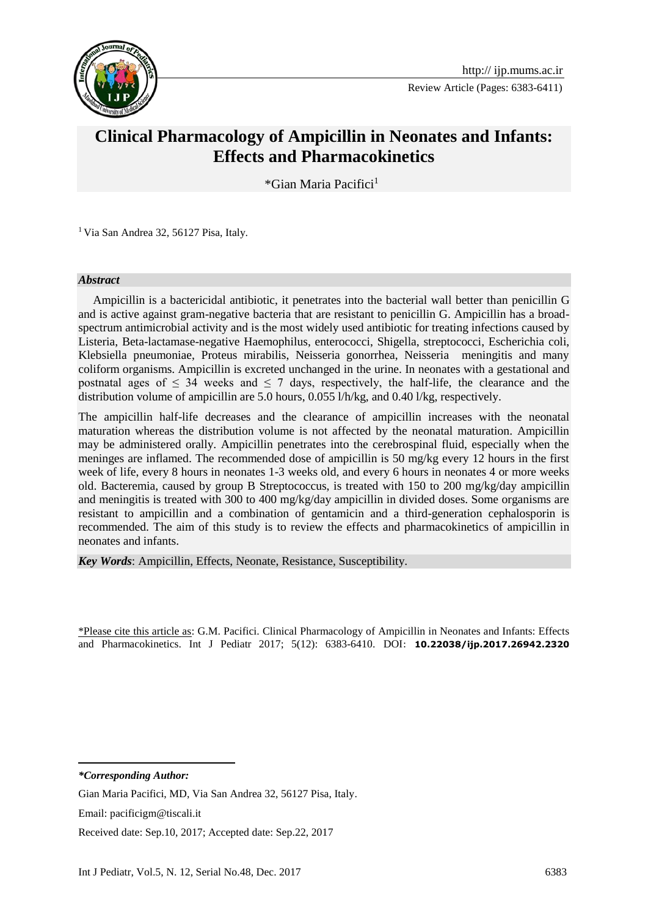# Clinical Pharmacology of Ampicillin in Neonates and Infants: Effects and Pharmacokinetics

*Gian Maria Pacifici[1]

[1] Via San Andrea 32, 56127 Pisa, Italy.

### *Abstract*

Ampicillin is a bactericidal antibiotic, it penetrates into the bacterial wall better than penicillin G and is active against gram-negative bacteria that are resistant to penicillin G. Ampicillin has a broad-spectrum antimicrobial activity and is the most widely used antibiotic for treating infections caused by Listeria, Beta-lactamase-negative Haemophilus, enterococci, Shigella, streptococci, Escherichia coli, Klebsiella pneumoniae, Proteus mirabilis, Neisseria gonorrhea, Neisseria meningitis and many coliform organisms. Ampicillin is excreted unchanged in the urine. In neonates with a gestational and postnatal ages of ≤ 34 weeks and ≤ 7 days, respectively, the half-life, the clearance and the distribution volume of ampicillin are 5.0 hours, 0.055 l/h/kg, and 0.40 l/kg, respectively.

The ampicillin half-life decreases and the clearance of ampicillin increases with the neonatal maturation whereas the distribution volume is not affected by the neonatal maturation. Ampicillin may be administered orally. Ampicillin penetrates into the cerebrospinal fluid, especially when the meninges are inflamed. The recommended dose of ampicillin is 50 mg/kg every 12 hours in the first week of life, every 8 hours in neonates 1-3 weeks old, and every 6 hours in neonates 4 or more weeks old. Bacteremia, caused by group B Streptococcus, is treated with 150 to 200 mg/kg/day ampicillin and meningitis is treated with 300 to 400 mg/kg/day ampicillin in divided doses. Some organisms are resistant to ampicillin and a combination of gentamicin and a third-generation cephalosporin is recommended. The aim of this study is to review the effects and pharmacokinetics of ampicillin in neonates and infants.

*Key Words*: Ampicillin, Effects, Neonate, Resistance, Susceptibility.

*Please cite this article as: G.M. Pacifici. Clinical Pharmacology of Ampicillin in Neonates and Infants: Effects and Pharmacokinetics. Int J Pediatr 2017; 5(12): 6383-6410. DOI: **10.22038/ijp.2017.26942.2320**

---

***Corresponding Author:***

Gian Maria Pacifici, MD, Via San Andrea 32, 56127 Pisa, Italy.

Email: pacificigm@tiscali.it

Received date: Sep.10, 2017; Accepted date: Sep.22, 2017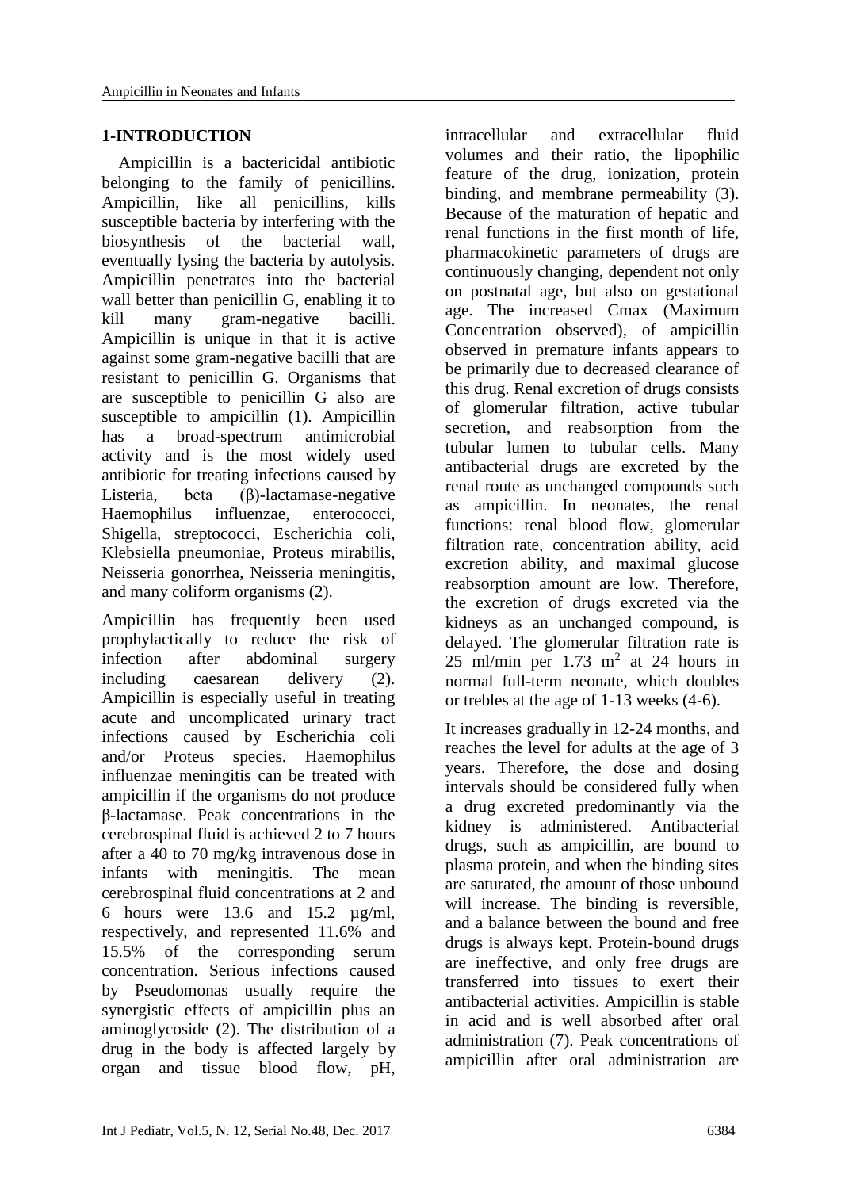## 1-INTRODUCTION

Ampicillin is a bactericidal antibiotic belonging to the family of penicillins. Ampicillin, like all penicillins, kills susceptible bacteria by interfering with the biosynthesis of the bacterial wall, eventually lysing the bacteria by autolysis. Ampicillin penetrates into the bacterial wall better than penicillin G, enabling it to kill many gram-negative bacilli. Ampicillin is unique in that it is active against some gram-negative bacilli that are resistant to penicillin G. Organisms that are susceptible to penicillin G also are susceptible to ampicillin (1). Ampicillin has a broad-spectrum antimicrobial activity and is the most widely used antibiotic for treating infections caused by Listeria, beta (β)-lactamase-negative Haemophilus influenzae, enterococci, Shigella, streptococci, Escherichia coli, Klebsiella pneumoniae, Proteus mirabilis, Neisseria gonorrhea, Neisseria meningitis, and many coliform organisms (2).

Ampicillin has frequently been used prophylactically to reduce the risk of infection after abdominal surgery including caesarean delivery (2). Ampicillin is especially useful in treating acute and uncomplicated urinary tract infections caused by Escherichia coli and/or Proteus species. Haemophilus influenzae meningitis can be treated with ampicillin if the organisms do not produce β-lactamase. Peak concentrations in the cerebrospinal fluid is achieved 2 to 7 hours after a 40 to 70 mg/kg intravenous dose in infants with meningitis. The mean cerebrospinal fluid concentrations at 2 and 6 hours were 13.6 and 15.2 µg/ml, respectively, and represented 11.6% and 15.5% of the corresponding serum concentration. Serious infections caused by Pseudomonas usually require the synergistic effects of ampicillin plus an aminoglycoside (2). The distribution of a drug in the body is affected largely by organ and tissue blood flow, pH, intracellular and extracellular fluid volumes and their ratio, the lipophilic feature of the drug, ionization, protein binding, and membrane permeability (3). Because of the maturation of hepatic and renal functions in the first month of life, pharmacokinetic parameters of drugs are continuously changing, dependent not only on postnatal age, but also on gestational age. The increased Cmax (Maximum Concentration observed), of ampicillin observed in premature infants appears to be primarily due to decreased clearance of this drug. Renal excretion of drugs consists of glomerular filtration, active tubular secretion, and reabsorption from the tubular lumen to tubular cells. Many antibacterial drugs are excreted by the renal route as unchanged compounds such as ampicillin. In neonates, the renal functions: renal blood flow, glomerular filtration rate, concentration ability, acid excretion ability, and maximal glucose reabsorption amount are low. Therefore, the excretion of drugs excreted via the kidneys as an unchanged compound, is delayed. The glomerular filtration rate is 25 ml/min per 1.73 $m^2$ at 24 hours in normal full-term neonate, which doubles or trebles at the age of 1-13 weeks (4-6).

It increases gradually in 12-24 months, and reaches the level for adults at the age of 3 years. Therefore, the dose and dosing intervals should be considered fully when a drug excreted predominantly via the kidney is administered. Antibacterial drugs, such as ampicillin, are bound to plasma protein, and when the binding sites are saturated, the amount of those unbound will increase. The binding is reversible, and a balance between the bound and free drugs is always kept. Protein-bound drugs are ineffective, and only free drugs are transferred into tissues to exert their antibacterial activities. Ampicillin is stable in acid and is well absorbed after oral administration (7). Peak concentrations of ampicillin after oral administration are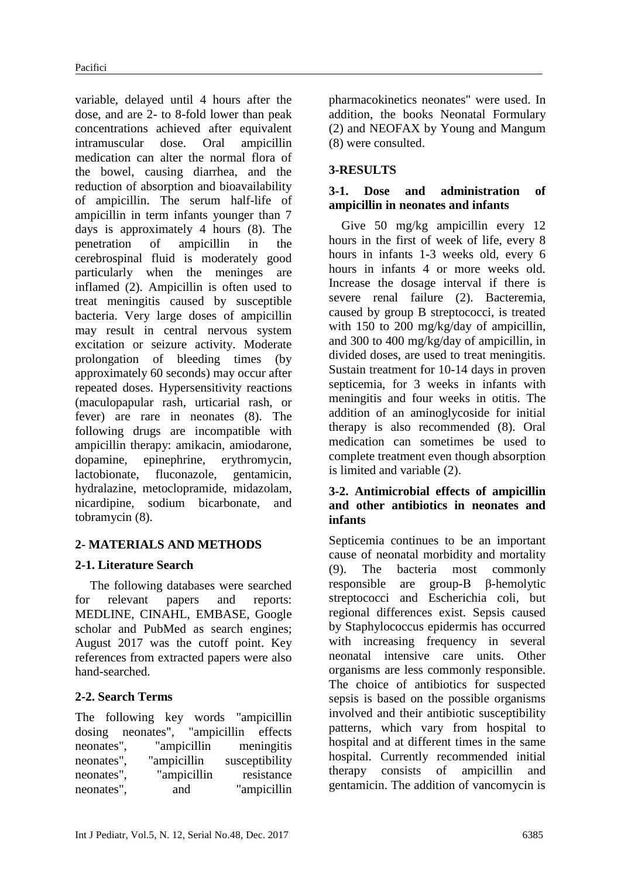variable, delayed until 4 hours after the dose, and are 2- to 8-fold lower than peak concentrations achieved after equivalent intramuscular dose. Oral ampicillin medication can alter the normal flora of the bowel, causing diarrhea, and the reduction of absorption and bioavailability of ampicillin. The serum half-life of ampicillin in term infants younger than 7 days is approximately 4 hours (8). The penetration of ampicillin in the cerebrospinal fluid is moderately good particularly when the meninges are inflamed (2). Ampicillin is often used to treat meningitis caused by susceptible bacteria. Very large doses of ampicillin may result in central nervous system excitation or seizure activity. Moderate prolongation of bleeding times (by approximately 60 seconds) may occur after repeated doses. Hypersensitivity reactions (maculopapular rash, urticarial rash, or fever) are rare in neonates (8). The following drugs are incompatible with ampicillin therapy: amikacin, amiodarone, dopamine, epinephrine, erythromycin, lactobionate, fluconazole, gentamicin, hydralazine, metoclopramide, midazolam, nicardipine, sodium bicarbonate, and tobramycin (8).

## 2- MATERIALS AND METHODS

### 2-1. Literature Search

The following databases were searched for relevant papers and reports: MEDLINE, CINAHL, EMBASE, Google scholar and PubMed as search engines; August 2017 was the cutoff point. Key references from extracted papers were also hand-searched.

### 2-2. Search Terms

The following key words "ampicillin dosing neonates", "ampicillin effects neonates", "ampicillin meningitis neonates", "ampicillin susceptibility neonates", "ampicillin resistance neonates", and "ampicillin pharmacokinetics neonates" were used. In addition, the books Neonatal Formulary (2) and NEOFAX by Young and Mangum (8) were consulted.

## 3-RESULTS

### 3-1. Dose and administration of ampicillin in neonates and infants

Give 50 mg/kg ampicillin every 12 hours in the first of week of life, every 8 hours in infants 1-3 weeks old, every 6 hours in infants 4 or more weeks old. Increase the dosage interval if there is severe renal failure (2). Bacteremia, caused by group B streptococci, is treated with 150 to 200 mg/kg/day of ampicillin, and 300 to 400 mg/kg/day of ampicillin, in divided doses, are used to treat meningitis. Sustain treatment for 10-14 days in proven septicemia, for 3 weeks in infants with meningitis and four weeks in otitis. The addition of an aminoglycoside for initial therapy is also recommended (8). Oral medication can sometimes be used to complete treatment even though absorption is limited and variable (2).

### 3-2. Antimicrobial effects of ampicillin and other antibiotics in neonates and infants

Septicemia continues to be an important cause of neonatal morbidity and mortality (9). The bacteria most commonly responsible are group-B β-hemolytic streptococci and Escherichia coli, but regional differences exist. Sepsis caused by Staphylococcus epidermis has occurred with increasing frequency in several neonatal intensive care units. Other organisms are less commonly responsible. The choice of antibiotics for suspected sepsis is based on the possible organisms involved and their antibiotic susceptibility patterns, which vary from hospital to hospital and at different times in the same hospital. Currently recommended initial therapy consists of ampicillin and gentamicin. The addition of vancomycin is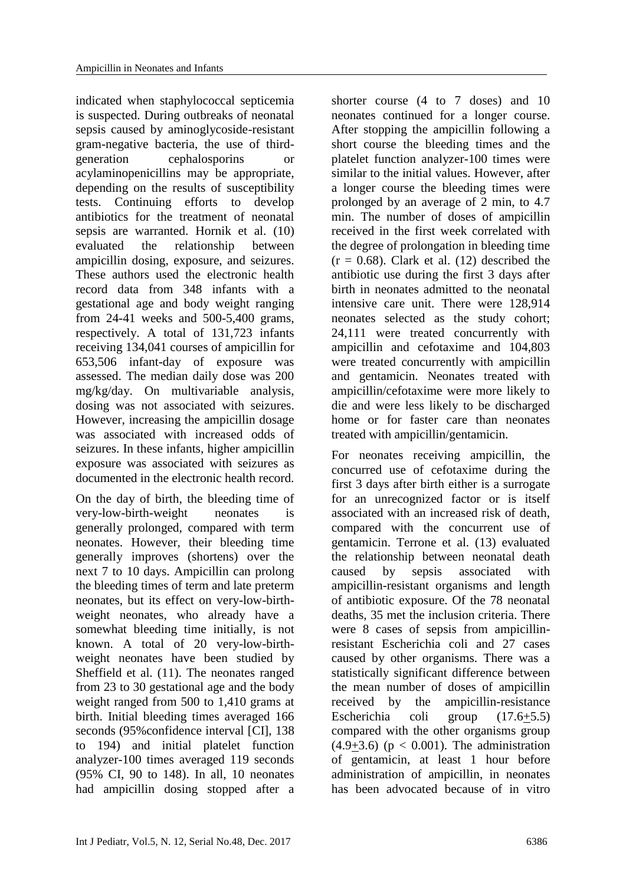indicated when staphylococcal septicemia is suspected. During outbreaks of neonatal sepsis caused by aminoglycoside-resistant gram-negative bacteria, the use of third-generation cephalosporins or acylaminopenicillins may be appropriate, depending on the results of susceptibility tests. Continuing efforts to develop antibiotics for the treatment of neonatal sepsis are warranted. Hornik et al. (10) evaluated the relationship between ampicillin dosing, exposure, and seizures. These authors used the electronic health record data from 348 infants with a gestational age and body weight ranging from 24-41 weeks and 500-5,400 grams, respectively. A total of 131,723 infants receiving 134,041 courses of ampicillin for 653,506 infant-day of exposure was assessed. The median daily dose was 200 mg/kg/day. On multivariable analysis, dosing was not associated with seizures. However, increasing the ampicillin dosage was associated with increased odds of seizures. In these infants, higher ampicillin exposure was associated with seizures as documented in the electronic health record.

On the day of birth, the bleeding time of very-low-birth-weight neonates is generally prolonged, compared with term neonates. However, their bleeding time generally improves (shortens) over the next 7 to 10 days. Ampicillin can prolong the bleeding times of term and late preterm neonates, but its effect on very-low-birth-weight neonates, who already have a somewhat bleeding time initially, is not known. A total of 20 very-low-birth-weight neonates have been studied by Sheffield et al. (11). The neonates ranged from 23 to 30 gestational age and the body weight ranged from 500 to 1,410 grams at birth. Initial bleeding times averaged 166 seconds (95%confidence interval [CI], 138 to 194) and initial platelet function analyzer-100 times averaged 119 seconds (95% CI, 90 to 148). In all, 10 neonates had ampicillin dosing stopped after a shorter course (4 to 7 doses) and 10 neonates continued for a longer course. After stopping the ampicillin following a short course the bleeding times and the platelet function analyzer-100 times were similar to the initial values. However, after a longer course the bleeding times were prolonged by an average of 2 min, to 4.7 min. The number of doses of ampicillin received in the first week correlated with the degree of prolongation in bleeding time ($r = 0.68$). Clark et al. (12) described the antibiotic use during the first 3 days after birth in neonates admitted to the neonatal intensive care unit. There were 128,914 neonates selected as the study cohort; 24,111 were treated concurrently with ampicillin and cefotaxime and 104,803 were treated concurrently with ampicillin and gentamicin. Neonates treated with ampicillin/cefotaxime were more likely to die and were less likely to be discharged home or for faster care than neonates treated with ampicillin/gentamicin.

For neonates receiving ampicillin, the concurred use of cefotaxime during the first 3 days after birth either is a surrogate for an unrecognized factor or is itself associated with an increased risk of death, compared with the concurrent use of gentamicin. Terrone et al. (13) evaluated the relationship between neonatal death caused by sepsis associated with ampicillin-resistant organisms and length of antibiotic exposure. Of the 78 neonatal deaths, 35 met the inclusion criteria. There were 8 cases of sepsis from ampicillin-resistant Escherichia coli and 27 cases caused by other organisms. There was a statistically significant difference between the mean number of doses of ampicillin received by the ampicillin-resistance Escherichia coli group ($17.6 \pm 5.5$) compared with the other organisms group ($4.9 \pm 3.6$) ($p < 0.001$). The administration of gentamicin, at least 1 hour before administration of ampicillin, in neonates has been advocated because of in vitro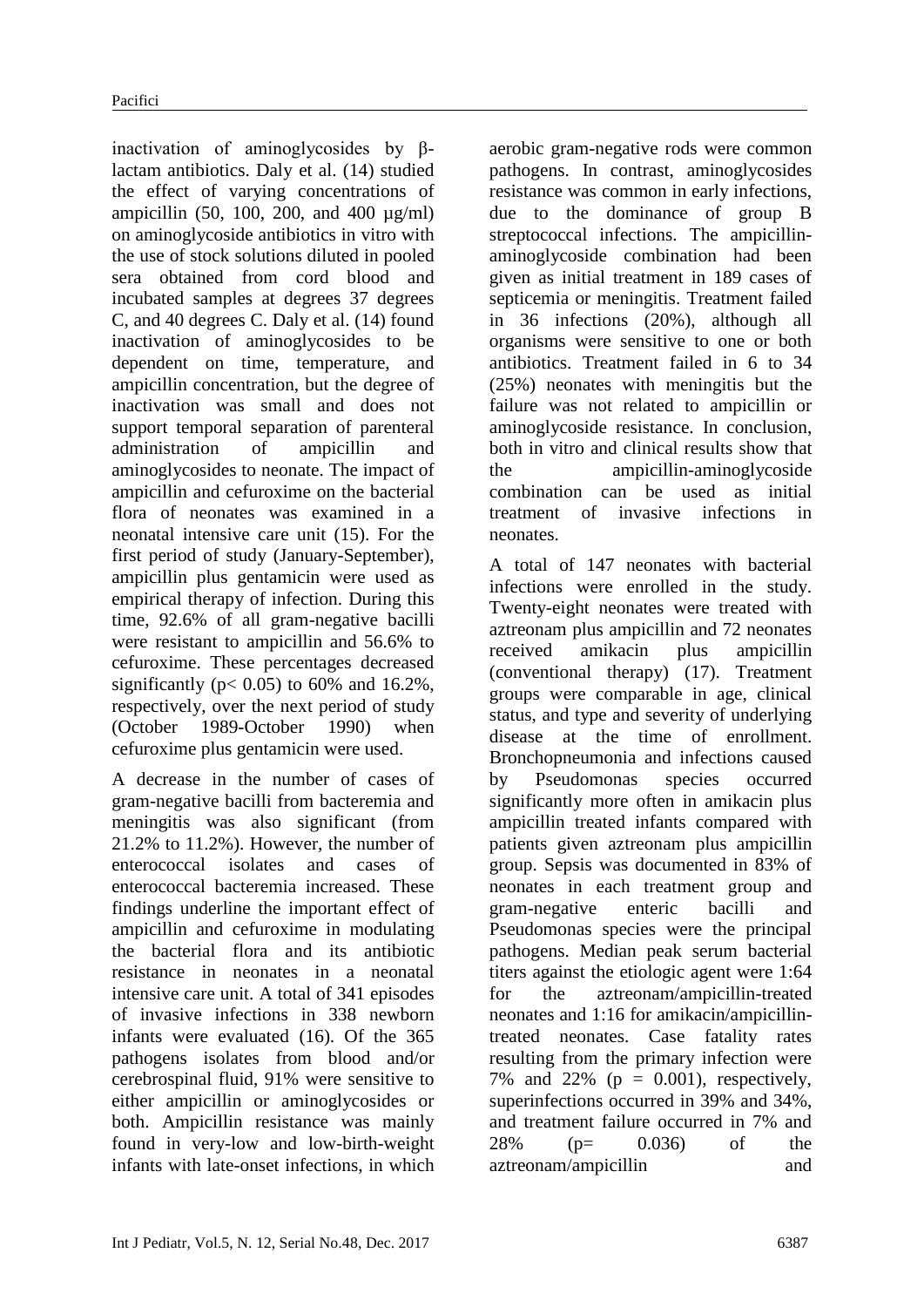inactivation of aminoglycosides by β-lactam antibiotics. Daly et al. (14) studied the effect of varying concentrations of ampicillin (50, 100, 200, and 400 µg/ml) on aminoglycoside antibiotics in vitro with the use of stock solutions diluted in pooled sera obtained from cord blood and incubated samples at degrees 37 degrees C, and 40 degrees C. Daly et al. (14) found inactivation of aminoglycosides to be dependent on time, temperature, and ampicillin concentration, but the degree of inactivation was small and does not support temporal separation of parenteral administration of ampicillin and aminoglycosides to neonate. The impact of ampicillin and cefuroxime on the bacterial flora of neonates was examined in a neonatal intensive care unit (15). For the first period of study (January-September), ampicillin plus gentamicin were used as empirical therapy of infection. During this time, 92.6% of all gram-negative bacilli were resistant to ampicillin and 56.6% to cefuroxime. These percentages decreased significantly ($p < 0.05$) to 60% and 16.2%, respectively, over the next period of study (October 1989-October 1990) when cefuroxime plus gentamicin were used.

A decrease in the number of cases of gram-negative bacilli from bacteremia and meningitis was also significant (from 21.2% to 11.2%). However, the number of enterococcal isolates and cases of enterococcal bacteremia increased. These findings underline the important effect of ampicillin and cefuroxime in modulating the bacterial flora and its antibiotic resistance in neonates in a neonatal intensive care unit. A total of 341 episodes of invasive infections in 338 newborn infants were evaluated (16). Of the 365 pathogens isolates from blood and/or cerebrospinal fluid, 91% were sensitive to either ampicillin or aminoglycosides or both. Ampicillin resistance was mainly found in very-low and low-birth-weight infants with late-onset infections, in which aerobic gram-negative rods were common pathogens. In contrast, aminoglycosides resistance was common in early infections, due to the dominance of group B streptococcal infections. The ampicillin-aminoglycoside combination had been given as initial treatment in 189 cases of septicemia or meningitis. Treatment failed in 36 infections (20%), although all organisms were sensitive to one or both antibiotics. Treatment failed in 6 to 34 (25%) neonates with meningitis but the failure was not related to ampicillin or aminoglycoside resistance. In conclusion, both in vitro and clinical results show that the ampicillin-aminoglycoside combination can be used as initial treatment of invasive infections in neonates.

A total of 147 neonates with bacterial infections were enrolled in the study. Twenty-eight neonates were treated with aztreonam plus ampicillin and 72 neonates received amikacin plus ampicillin (conventional therapy) (17). Treatment groups were comparable in age, clinical status, and type and severity of underlying disease at the time of enrollment. Bronchopneumonia and infections caused by Pseudomonas species occurred significantly more often in amikacin plus ampicillin treated infants compared with patients given aztreonam plus ampicillin group. Sepsis was documented in 83% of neonates in each treatment group and gram-negative enteric bacilli and Pseudomonas species were the principal pathogens. Median peak serum bacterial titers against the etiologic agent were 1:64 for the aztreonam/ampicillin-treated neonates and 1:16 for amikacin/ampicillin-treated neonates. Case fatality rates resulting from the primary infection were 7% and 22% ($p = 0.001$), respectively, superinfections occurred in 39% and 34%, and treatment failure occurred in 7% and 28% ($p = 0.036$) of the aztreonam/ampicillin and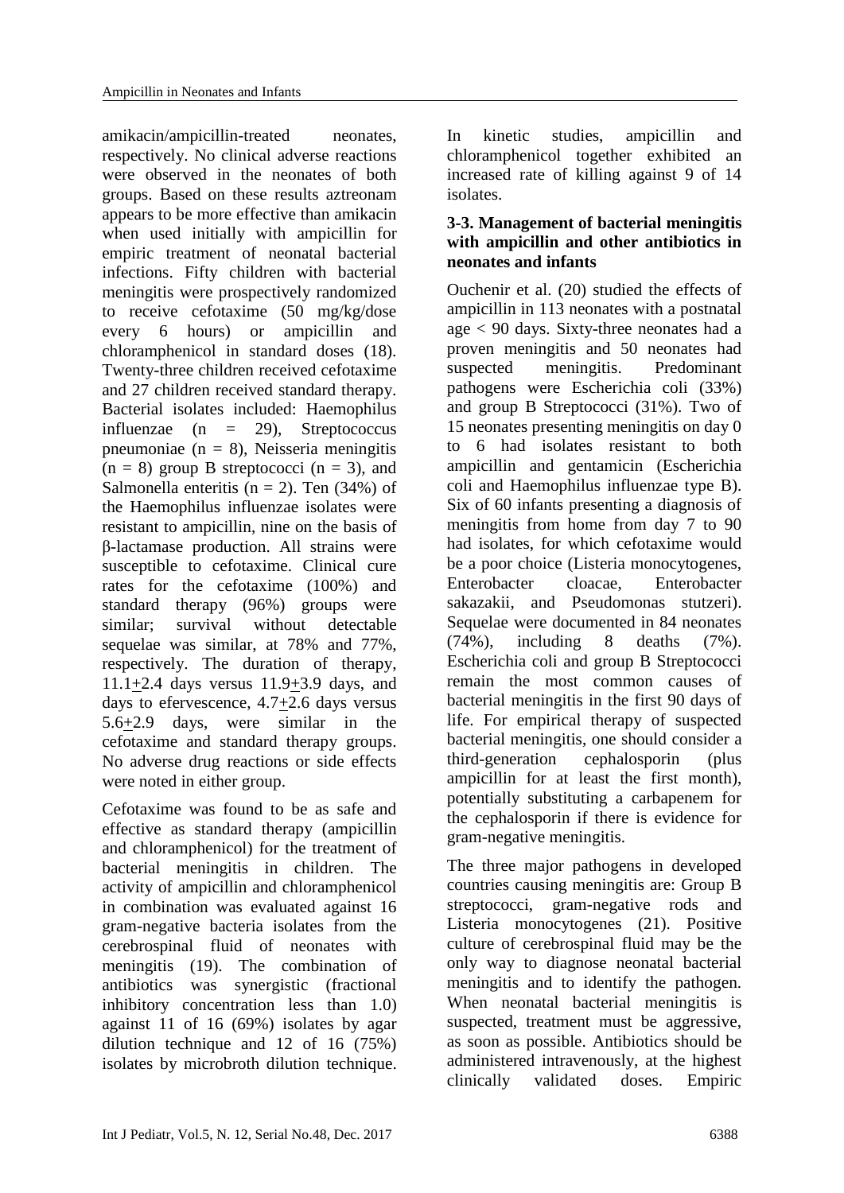amikacin/ampicillin-treated neonates, respectively. No clinical adverse reactions were observed in the neonates of both groups. Based on these results aztreonam appears to be more effective than amikacin when used initially with ampicillin for empiric treatment of neonatal bacterial infections. Fifty children with bacterial meningitis were prospectively randomized to receive cefotaxime (50 mg/kg/dose every 6 hours) or ampicillin and chloramphenicol in standard doses (18). Twenty-three children received cefotaxime and 27 children received standard therapy. Bacterial isolates included: Haemophilus influenzae (n = 29), Streptococcus pneumoniae (n = 8), Neisseria meningitis (n = 8) group B streptococci (n = 3), and Salmonella enteritis (n = 2). Ten (34%) of the Haemophilus influenzae isolates were resistant to ampicillin, nine on the basis of β-lactamase production. All strains were susceptible to cefotaxime. Clinical cure rates for the cefotaxime (100%) and standard therapy (96%) groups were similar; survival without detectable sequelae was similar, at 78% and 77%, respectively. The duration of therapy, 11.1±2.4 days versus 11.9±3.9 days, and days to efervescence, 4.7±2.6 days versus 5.6±2.9 days, were similar in the cefotaxime and standard therapy groups. No adverse drug reactions or side effects were noted in either group.

Cefotaxime was found to be as safe and effective as standard therapy (ampicillin and chloramphenicol) for the treatment of bacterial meningitis in children. The activity of ampicillin and chloramphenicol in combination was evaluated against 16 gram-negative bacteria isolates from the cerebrospinal fluid of neonates with meningitis (19). The combination of antibiotics was synergistic (fractional inhibitory concentration less than 1.0) against 11 of 16 (69%) isolates by agar dilution technique and 12 of 16 (75%) isolates by microbroth dilution technique. In kinetic studies, ampicillin and chloramphenicol together exhibited an increased rate of killing against 9 of 14 isolates.

### 3-3. Management of bacterial meningitis with ampicillin and other antibiotics in neonates and infants

Ouchenir et al. (20) studied the effects of ampicillin in 113 neonates with a postnatal age < 90 days. Sixty-three neonates had a proven meningitis and 50 neonates had suspected meningitis. Predominant pathogens were Escherichia coli (33%) and group B Streptococci (31%). Two of 15 neonates presenting meningitis on day 0 to 6 had isolates resistant to both ampicillin and gentamicin (Escherichia coli and Haemophilus influenzae type B). Six of 60 infants presenting a diagnosis of meningitis from home from day 7 to 90 had isolates, for which cefotaxime would be a poor choice (Listeria monocytogenes, Enterobacter cloacae, Enterobacter sakazakii, and Pseudomonas stutzeri). Sequelae were documented in 84 neonates (74%), including 8 deaths (7%). Escherichia coli and group B Streptococci remain the most common causes of bacterial meningitis in the first 90 days of life. For empirical therapy of suspected bacterial meningitis, one should consider a third-generation cephalosporin (plus ampicillin for at least the first month), potentially substituting a carbapenem for the cephalosporin if there is evidence for gram-negative meningitis.

The three major pathogens in developed countries causing meningitis are: Group B streptococci, gram-negative rods and Listeria monocytogenes (21). Positive culture of cerebrospinal fluid may be the only way to diagnose neonatal bacterial meningitis and to identify the pathogen. When neonatal bacterial meningitis is suspected, treatment must be aggressive, as soon as possible. Antibiotics should be administered intravenously, at the highest clinically validated doses. Empiric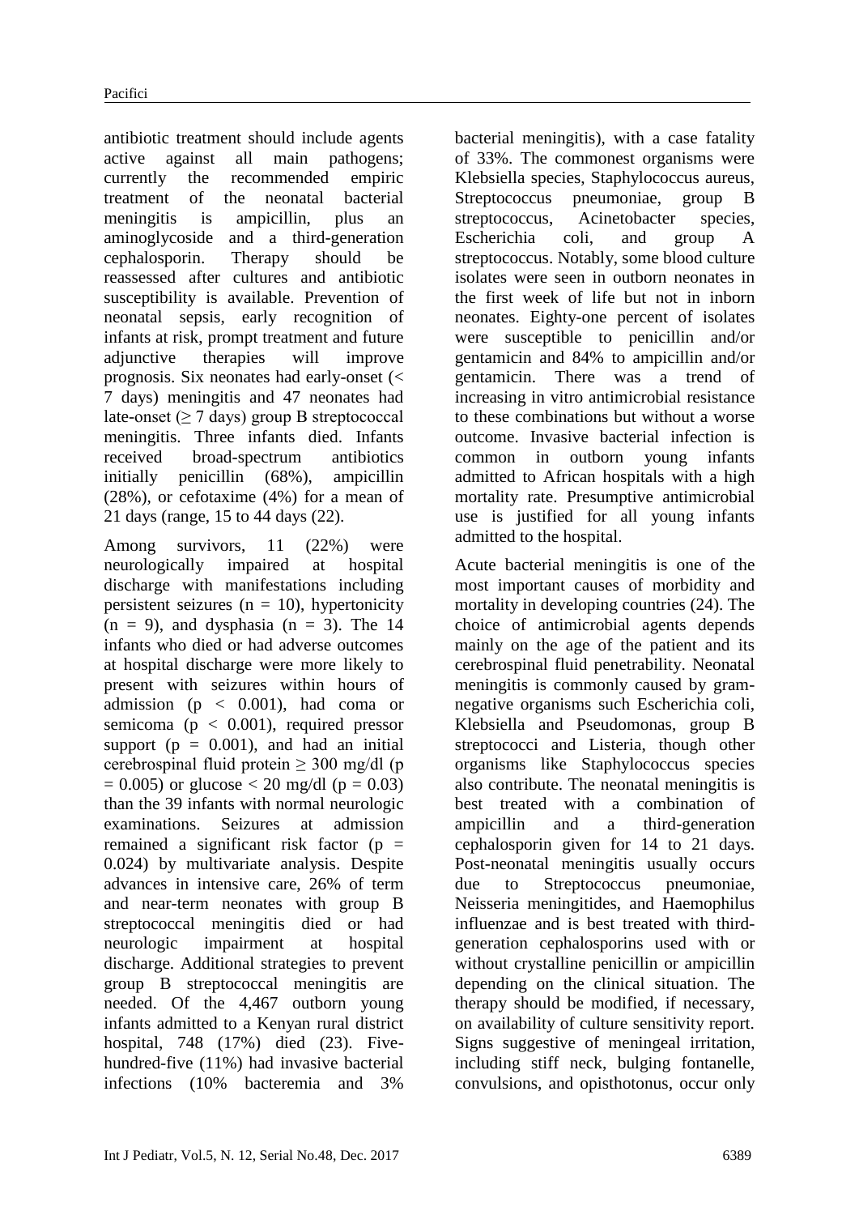antibiotic treatment should include agents active against all main pathogens; currently the recommended empiric treatment of the neonatal bacterial meningitis is ampicillin, plus an aminoglycoside and a third-generation cephalosporin. Therapy should be reassessed after cultures and antibiotic susceptibility is available. Prevention of neonatal sepsis, early recognition of infants at risk, prompt treatment and future adjunctive therapies will improve prognosis. Six neonates had early-onset (< 7 days) meningitis and 47 neonates had late-onset (≥ 7 days) group B streptococcal meningitis. Three infants died. Infants received broad-spectrum antibiotics initially penicillin (68%), ampicillin (28%), or cefotaxime (4%) for a mean of 21 days (range, 15 to 44 days (22).

Among survivors, 11 (22%) were neurologically impaired at hospital discharge with manifestations including persistent seizures (n = 10), hypertonicity (n = 9), and dysphasia (n = 3). The 14 infants who died or had adverse outcomes at hospital discharge were more likely to present with seizures within hours of admission ($p < 0.001$), had coma or semicoma ($p < 0.001$), required pressor support ($p = 0.001$), and had an initial cerebrospinal fluid protein ≥ 300 mg/dl ($p = 0.005$) or glucose < 20 mg/dl ($p = 0.03$) than the 39 infants with normal neurologic examinations. Seizures at admission remained a significant risk factor ($p = 0.024$) by multivariate analysis. Despite advances in intensive care, 26% of term and near-term neonates with group B streptococcal meningitis died or had neurologic impairment at hospital discharge. Additional strategies to prevent group B streptococcal meningitis are needed. Of the 4,467 outborn young infants admitted to a Kenyan rural district hospital, 748 (17%) died (23). Five-hundred-five (11%) had invasive bacterial infections (10% bacteremia and 3% bacterial meningitis), with a case fatality of 33%. The commonest organisms were Klebsiella species, Staphylococcus aureus, Streptococcus pneumoniae, group B streptococcus, Acinetobacter species, Escherichia coli, and group A streptococcus. Notably, some blood culture isolates were seen in outborn neonates in the first week of life but not in inborn neonates. Eighty-one percent of isolates were susceptible to penicillin and/or gentamicin and 84% to ampicillin and/or gentamicin. There was a trend of increasing in vitro antimicrobial resistance to these combinations but without a worse outcome. Invasive bacterial infection is common in outborn young infants admitted to African hospitals with a high mortality rate. Presumptive antimicrobial use is justified for all young infants admitted to the hospital.

Acute bacterial meningitis is one of the most important causes of morbidity and mortality in developing countries (24). The choice of antimicrobial agents depends mainly on the age of the patient and its cerebrospinal fluid penetrability. Neonatal meningitis is commonly caused by gram-negative organisms such Escherichia coli, Klebsiella and Pseudomonas, group B streptococci and Listeria, though other organisms like Staphylococcus species also contribute. The neonatal meningitis is best treated with a combination of ampicillin and a third-generation cephalosporin given for 14 to 21 days. Post-neonatal meningitis usually occurs due to Streptococcus pneumoniae, Neisseria meningitides, and Haemophilus influenzae and is best treated with third-generation cephalosporins used with or without crystalline penicillin or ampicillin depending on the clinical situation. The therapy should be modified, if necessary, on availability of culture sensitivity report. Signs suggestive of meningeal irritation, including stiff neck, bulging fontanelle, convulsions, and opisthotonus, occur only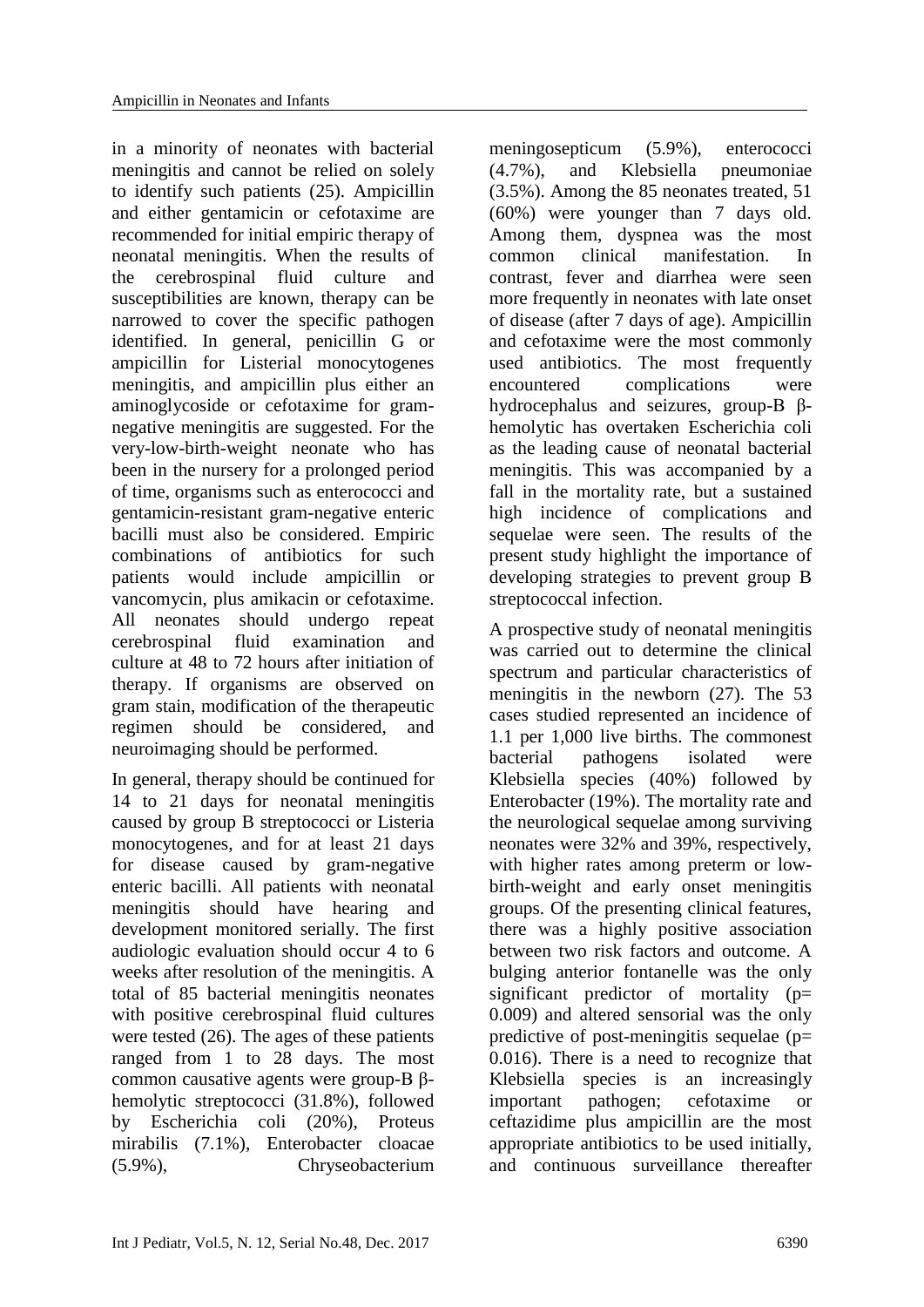in a minority of neonates with bacterial meningitis and cannot be relied on solely to identify such patients (25). Ampicillin and either gentamicin or cefotaxime are recommended for initial empiric therapy of neonatal meningitis. When the results of the cerebrospinal fluid culture and susceptibilities are known, therapy can be narrowed to cover the specific pathogen identified. In general, penicillin G or ampicillin for Listerial monocytogenes meningitis, and ampicillin plus either an aminoglycoside or cefotaxime for gram-negative meningitis are suggested. For the very-low-birth-weight neonate who has been in the nursery for a prolonged period of time, organisms such as enterococci and gentamicin-resistant gram-negative enteric bacilli must also be considered. Empiric combinations of antibiotics for such patients would include ampicillin or vancomycin, plus amikacin or cefotaxime. All neonates should undergo repeat cerebrospinal fluid examination and culture at 48 to 72 hours after initiation of therapy. If organisms are observed on gram stain, modification of the therapeutic regimen should be considered, and neuroimaging should be performed.

In general, therapy should be continued for 14 to 21 days for neonatal meningitis caused by group B streptococci or Listeria monocytogenes, and for at least 21 days for disease caused by gram-negative enteric bacilli. All patients with neonatal meningitis should have hearing and development monitored serially. The first audiologic evaluation should occur 4 to 6 weeks after resolution of the meningitis. A total of 85 bacterial meningitis neonates with positive cerebrospinal fluid cultures were tested (26). The ages of these patients ranged from 1 to 28 days. The most common causative agents were group-B β-hemolytic streptococci (31.8%), followed by Escherichia coli (20%), Proteus mirabilis (7.1%), Enterobacter cloacae (5.9%), Chryseobacterium meningosepticum (5.9%), enterococci (4.7%), and Klebsiella pneumoniae (3.5%). Among the 85 neonates treated, 51 (60%) were younger than 7 days old. Among them, dyspnea was the most common clinical manifestation. In contrast, fever and diarrhea were seen more frequently in neonates with late onset of disease (after 7 days of age). Ampicillin and cefotaxime were the most commonly used antibiotics. The most frequently encountered complications were hydrocephalus and seizures, group-B β-hemolytic has overtaken Escherichia coli as the leading cause of neonatal bacterial meningitis. This was accompanied by a fall in the mortality rate, but a sustained high incidence of complications and sequelae were seen. The results of the present study highlight the importance of developing strategies to prevent group B streptococcal infection.

A prospective study of neonatal meningitis was carried out to determine the clinical spectrum and particular characteristics of meningitis in the newborn (27). The 53 cases studied represented an incidence of 1.1 per 1,000 live births. The commonest bacterial pathogens isolated were Klebsiella species (40%) followed by Enterobacter (19%). The mortality rate and the neurological sequelae among surviving neonates were 32% and 39%, respectively, with higher rates among preterm or low-birth-weight and early onset meningitis groups. Of the presenting clinical features, there was a highly positive association between two risk factors and outcome. A bulging anterior fontanelle was the only significant predictor of mortality ($p = 0.009$) and altered sensorial was the only predictive of post-meningitis sequelae ($p = 0.016$). There is a need to recognize that Klebsiella species is an increasingly important pathogen; cefotaxime or ceftazidime plus ampicillin are the most appropriate antibiotics to be used initially, and continuous surveillance thereafter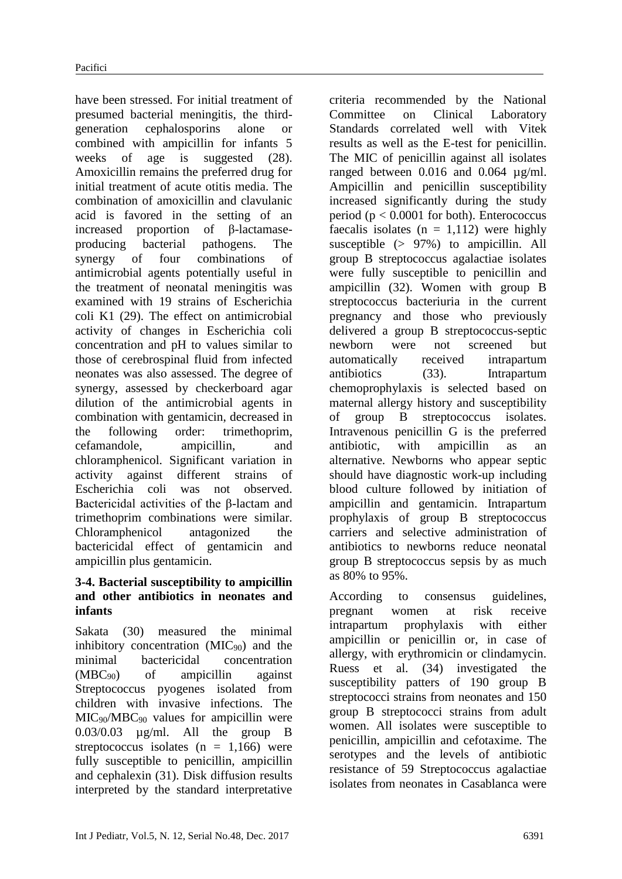have been stressed. For initial treatment of presumed bacterial meningitis, the third-generation cephalosporins alone or combined with ampicillin for infants 5 weeks of age is suggested (28). Amoxicillin remains the preferred drug for initial treatment of acute otitis media. The combination of amoxicillin and clavulanic acid is favored in the setting of an increased proportion of β-lactamase-producing bacterial pathogens. The synergy of four combinations of antimicrobial agents potentially useful in the treatment of neonatal meningitis was examined with 19 strains of Escherichia coli K1 (29). The effect on antimicrobial activity of changes in Escherichia coli concentration and pH to values similar to those of cerebrospinal fluid from infected neonates was also assessed. The degree of synergy, assessed by checkerboard agar dilution of the antimicrobial agents in combination with gentamicin, decreased in the following order: trimethoprim, cefamandole, ampicillin, and chloramphenicol. Significant variation in activity against different strains of Escherichia coli was not observed. Bactericidal activities of the β-lactam and trimethoprim combinations were similar. Chloramphenicol antagonized the bactericidal effect of gentamicin and ampicillin plus gentamicin.

### 3-4. Bacterial susceptibility to ampicillin and other antibiotics in neonates and infants

Sakata (30) measured the minimal inhibitory concentration ($MIC_{90}$) and the minimal bactericidal concentration ($MBC_{90}$) of ampicillin against Streptococcus pyogenes isolated from children with invasive infections. The $MIC_{90}/MBC_{90}$ values for ampicillin were 0.03/0.03 µg/ml. All the group B streptococcus isolates (n = 1,166) were fully susceptible to penicillin, ampicillin and cephalexin (31). Disk diffusion results interpreted by the standard interpretative criteria recommended by the National Committee on Clinical Laboratory Standards correlated well with Vitek results as well as the E-test for penicillin. The MIC of penicillin against all isolates ranged between 0.016 and 0.064 µg/ml. Ampicillin and penicillin susceptibility increased significantly during the study period ($p < 0.0001$ for both). Enterococcus faecalis isolates (n = 1,112) were highly susceptible (> 97%) to ampicillin. All group B streptococcus agalactiae isolates were fully susceptible to penicillin and ampicillin (32). Women with group B streptococcus bacteriuria in the current pregnancy and those who previously delivered a group B streptococcus-septic newborn were not screened but automatically received intrapartum antibiotics (33). Intrapartum chemoprophylaxis is selected based on maternal allergy history and susceptibility of group B streptococcus isolates. Intravenous penicillin G is the preferred antibiotic, with ampicillin as an alternative. Newborns who appear septic should have diagnostic work-up including blood culture followed by initiation of ampicillin and gentamicin. Intrapartum prophylaxis of group B streptococcus carriers and selective administration of antibiotics to newborns reduce neonatal group B streptococcus sepsis by as much as 80% to 95%.

According to consensus guidelines, pregnant women at risk receive intrapartum prophylaxis with either ampicillin or penicillin or, in case of allergy, with erythromicin or clindamycin. Ruess et al. (34) investigated the susceptibility patterns of 190 group B streptococci strains from neonates and 150 group B streptococci strains from adult women. All isolates were susceptible to penicillin, ampicillin and cefotaxime. The serotypes and the levels of antibiotic resistance of 59 Streptococcus agalactiae isolates from neonates in Casablanca were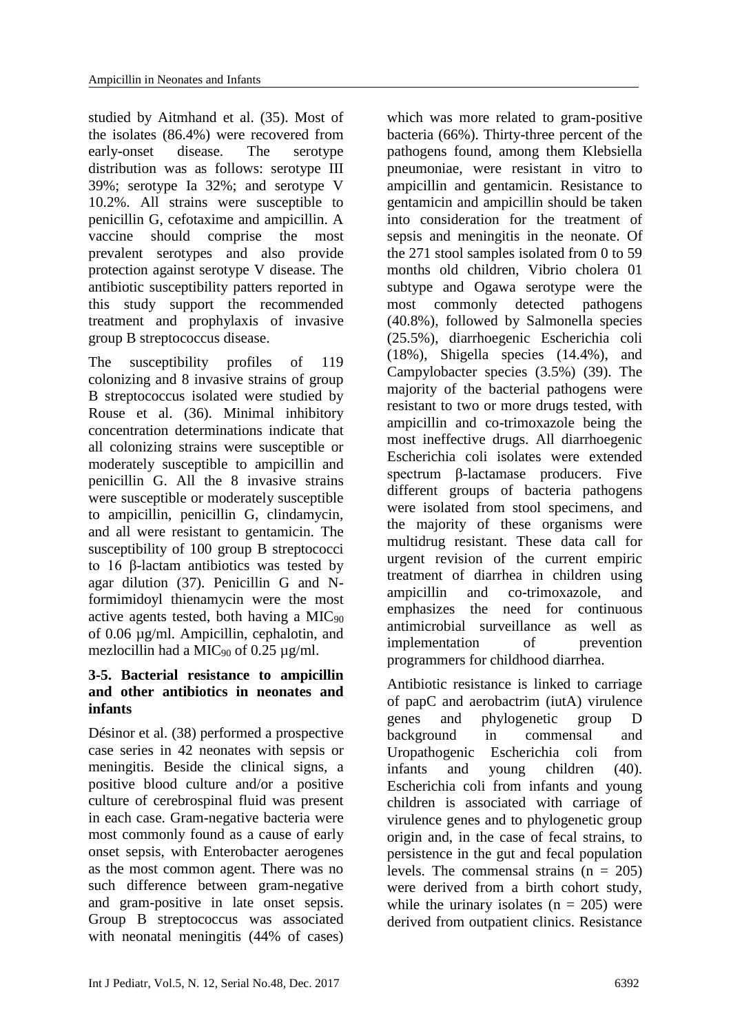studied by Aitmhand et al. (35). Most of the isolates (86.4%) were recovered from early-onset disease. The serotype distribution was as follows: serotype III 39%; serotype Ia 32%; and serotype V 10.2%. All strains were susceptible to penicillin G, cefotaxime and ampicillin. A vaccine should comprise the most prevalent serotypes and also provide protection against serotype V disease. The antibiotic susceptibility patters reported in this study support the recommended treatment and prophylaxis of invasive group B streptococcus disease.

The susceptibility profiles of 119 colonizing and 8 invasive strains of group B streptococcus isolated were studied by Rouse et al. (36). Minimal inhibitory concentration determinations indicate that all colonizing strains were susceptible or moderately susceptible to ampicillin and penicillin G. All the 8 invasive strains were susceptible or moderately susceptible to ampicillin, penicillin G, clindamycin, and all were resistant to gentamicin. The susceptibility of 100 group B streptococci to 16 β-lactam antibiotics was tested by agar dilution (37). Penicillin G and N-formimidoyl thienamycin were the most active agents tested, both having a $MIC_{90}$ of 0.06 µg/ml. Ampicillin, cephalotin, and mezlocillin had a $MIC_{90}$ of 0.25 µg/ml.

### 3-5. Bacterial resistance to ampicillin and other antibiotics in neonates and infants

Désinor et al. (38) performed a prospective case series in 42 neonates with sepsis or meningitis. Beside the clinical signs, a positive blood culture and/or a positive culture of cerebrospinal fluid was present in each case. Gram-negative bacteria were most commonly found as a cause of early onset sepsis, with Enterobacter aerogenes as the most common agent. There was no such difference between gram-negative and gram-positive in late onset sepsis. Group B streptococcus was associated with neonatal meningitis (44% of cases) which was more related to gram-positive bacteria (66%). Thirty-three percent of the pathogens found, among them Klebsiella pneumoniae, were resistant in vitro to ampicillin and gentamicin. Resistance to gentamicin and ampicillin should be taken into consideration for the treatment of sepsis and meningitis in the neonate. Of the 271 stool samples isolated from 0 to 59 months old children, Vibrio cholera 01 subtype and Ogawa serotype were the most commonly detected pathogens (40.8%), followed by Salmonella species (25.5%), diarrhoegenic Escherichia coli (18%), Shigella species (14.4%), and Campylobacter species (3.5%) (39). The majority of the bacterial pathogens were resistant to two or more drugs tested, with ampicillin and co-trimoxazole being the most ineffective drugs. All diarrhoegenic Escherichia coli isolates were extended spectrum β-lactamase producers. Five different groups of bacteria pathogens were isolated from stool specimens, and the majority of these organisms were multidrug resistant. These data call for urgent revision of the current empiric treatment of diarrhea in children using ampicillin and co-trimoxazole, and emphasizes the need for continuous antimicrobial surveillance as well as implementation of prevention programmers for childhood diarrhea.

Antibiotic resistance is linked to carriage of papC and aerobactrim (iutA) virulence genes and phylogenetic group D background in commensal and Uropathogenic Escherichia coli from infants and young children (40). Escherichia coli from infants and young children is associated with carriage of virulence genes and to phylogenetic group origin and, in the case of fecal strains, to persistence in the gut and fecal population levels. The commensal strains (n = 205) were derived from a birth cohort study, while the urinary isolates (n = 205) were derived from outpatient clinics. Resistance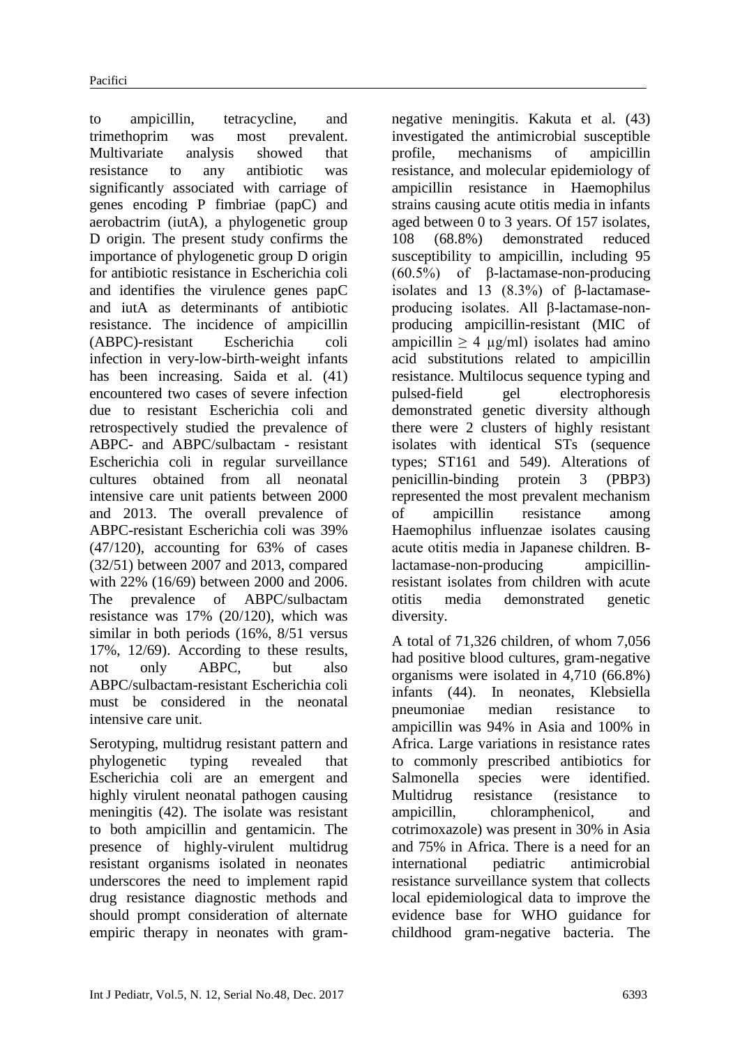to ampicillin, tetracycline, and trimethoprim was most prevalent. Multivariate analysis showed that resistance to any antibiotic was significantly associated with carriage of genes encoding P fimbriae (papC) and aerobactrim (iutA), a phylogenetic group D origin. The present study confirms the importance of phylogenetic group D origin for antibiotic resistance in Escherichia coli and identifies the virulence genes papC and iutA as determinants of antibiotic resistance. The incidence of ampicillin (ABPC)-resistant Escherichia coli infection in very-low-birth-weight infants has been increasing. Saida et al. (41) encountered two cases of severe infection due to resistant Escherichia coli and retrospectively studied the prevalence of ABPC- and ABPC/sulbactam - resistant Escherichia coli in regular surveillance cultures obtained from all neonatal intensive care unit patients between 2000 and 2013. The overall prevalence of ABPC-resistant Escherichia coli was 39% (47/120), accounting for 63% of cases (32/51) between 2007 and 2013, compared with 22% (16/69) between 2000 and 2006. The prevalence of ABPC/sulbactam resistance was 17% (20/120), which was similar in both periods (16%, 8/51 versus 17%, 12/69). According to these results, not only ABPC, but also ABPC/sulbactam-resistant Escherichia coli must be considered in the neonatal intensive care unit.

Serotyping, multidrug resistant pattern and phylogenetic typing revealed that Escherichia coli are an emergent and highly virulent neonatal pathogen causing meningitis (42). The isolate was resistant to both ampicillin and gentamicin. The presence of highly-virulent multidrug resistant organisms isolated in neonates underscores the need to implement rapid drug resistance diagnostic methods and should prompt consideration of alternate empiric therapy in neonates with gram-negative meningitis. Kakuta et al. (43) investigated the antimicrobial susceptible profile, mechanisms of ampicillin resistance, and molecular epidemiology of ampicillin resistance in Haemophilus strains causing acute otitis media in infants aged between 0 to 3 years. Of 157 isolates, 108 (68.8%) demonstrated reduced susceptibility to ampicillin, including 95 (60.5%) of β-lactamase-non-producing isolates and 13 (8.3%) of β-lactamase-producing isolates. All β-lactamase-non-producing ampicillin-resistant (MIC of ampicillin $\geq$ 4 µg/ml) isolates had amino acid substitutions related to ampicillin resistance. Multilocus sequence typing and pulsed-field gel electrophoresis demonstrated genetic diversity although there were 2 clusters of highly resistant isolates with identical STs (sequence types; ST161 and 549). Alterations of penicillin-binding protein 3 (PBP3) represented the most prevalent mechanism of ampicillin resistance among Haemophilus influenzae isolates causing acute otitis media in Japanese children. B-lactamase-non-producing ampicillin-resistant isolates from children with acute otitis media demonstrated genetic diversity.

A total of 71,326 children, of whom 7,056 had positive blood cultures, gram-negative organisms were isolated in 4,710 (66.8%) infants (44). In neonates, Klebsiella pneumoniae median resistance to ampicillin was 94% in Asia and 100% in Africa. Large variations in resistance rates to commonly prescribed antibiotics for Salmonella species were identified. Multidrug resistance (resistance to ampicillin, chloramphenicol, and cotrimoxazole) was present in 30% in Asia and 75% in Africa. There is a need for an international pediatric antimicrobial resistance surveillance system that collects local epidemiological data to improve the evidence base for WHO guidance for childhood gram-negative bacteria. The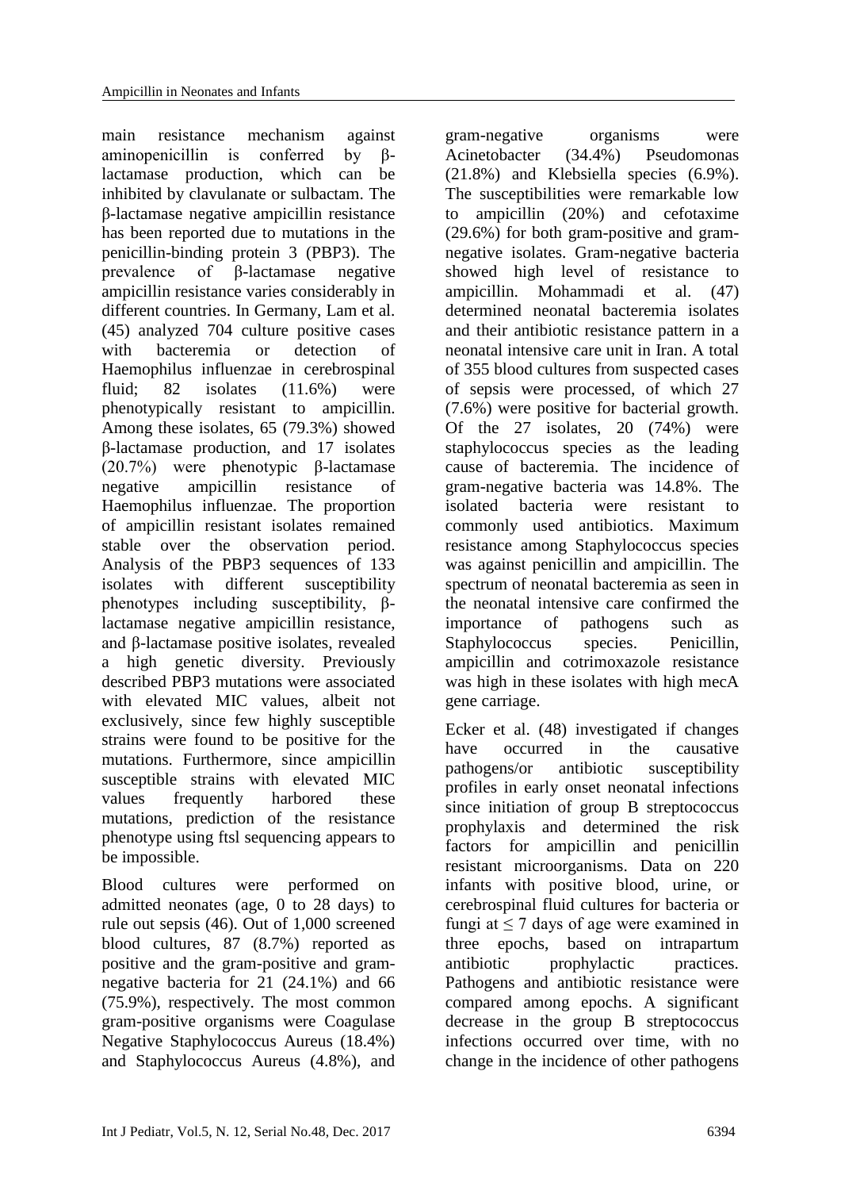main resistance mechanism against aminopenicillin is conferred by β-lactamase production, which can be inhibited by clavulanate or sulbactam. The β-lactamase negative ampicillin resistance has been reported due to mutations in the penicillin-binding protein 3 (PBP3). The prevalence of β-lactamase negative ampicillin resistance varies considerably in different countries. In Germany, Lam et al. (45) analyzed 704 culture positive cases with bacteremia or detection of Haemophilus influenzae in cerebrospinal fluid; 82 isolates (11.6%) were phenotypically resistant to ampicillin. Among these isolates, 65 (79.3%) showed β-lactamase production, and 17 isolates (20.7%) were phenotypic β-lactamase negative ampicillin resistance of Haemophilus influenzae. The proportion of ampicillin resistant isolates remained stable over the observation period. Analysis of the PBP3 sequences of 133 isolates with different susceptibility phenotypes including susceptibility, β-lactamase negative ampicillin resistance, and β-lactamase positive isolates, revealed a high genetic diversity. Previously described PBP3 mutations were associated with elevated MIC values, albeit not exclusively, since few highly susceptible strains were found to be positive for the mutations. Furthermore, since ampicillin susceptible strains with elevated MIC values frequently harbored these mutations, prediction of the resistance phenotype using ftsI sequencing appears to be impossible.

Blood cultures were performed on admitted neonates (age, 0 to 28 days) to rule out sepsis (46). Out of 1,000 screened blood cultures, 87 (8.7%) reported as positive and the gram-positive and gram-negative bacteria for 21 (24.1%) and 66 (75.9%), respectively. The most common gram-positive organisms were Coagulase Negative Staphylococcus Aureus (18.4%) and Staphylococcus Aureus (4.8%), and gram-negative organisms were Acinetobacter (34.4%) Pseudomonas (21.8%) and Klebsiella species (6.9%). The susceptibilities were remarkable low to ampicillin (20%) and cefotaxime (29.6%) for both gram-positive and gram-negative isolates. Gram-negative bacteria showed high level of resistance to ampicillin. Mohammadi et al. (47) determined neonatal bacteremia isolates and their antibiotic resistance pattern in a neonatal intensive care unit in Iran. A total of 355 blood cultures from suspected cases of sepsis were processed, of which 27 (7.6%) were positive for bacterial growth. Of the 27 isolates, 20 (74%) were staphylococcus species as the leading cause of bacteremia. The incidence of gram-negative bacteria was 14.8%. The isolated bacteria were resistant to commonly used antibiotics. Maximum resistance among Staphylococcus species was against penicillin and ampicillin. The spectrum of neonatal bacteremia as seen in the neonatal intensive care confirmed the importance of pathogens such as Staphylococcus species. Penicillin, ampicillin and cotrimoxazole resistance was high in these isolates with high mecA gene carriage.

Ecker et al. (48) investigated if changes have occurred in the causative pathogens/or antibiotic susceptibility profiles in early onset neonatal infections since initiation of group B streptococcus prophylaxis and determined the risk factors for ampicillin and penicillin resistant microorganisms. Data on 220 infants with positive blood, urine, or cerebrospinal fluid cultures for bacteria or fungi at ≤ 7 days of age were examined in three epochs, based on intrapartum antibiotic prophylactic practices. Pathogens and antibiotic resistance were compared among epochs. A significant decrease in the group B streptococcus infections occurred over time, with no change in the incidence of other pathogens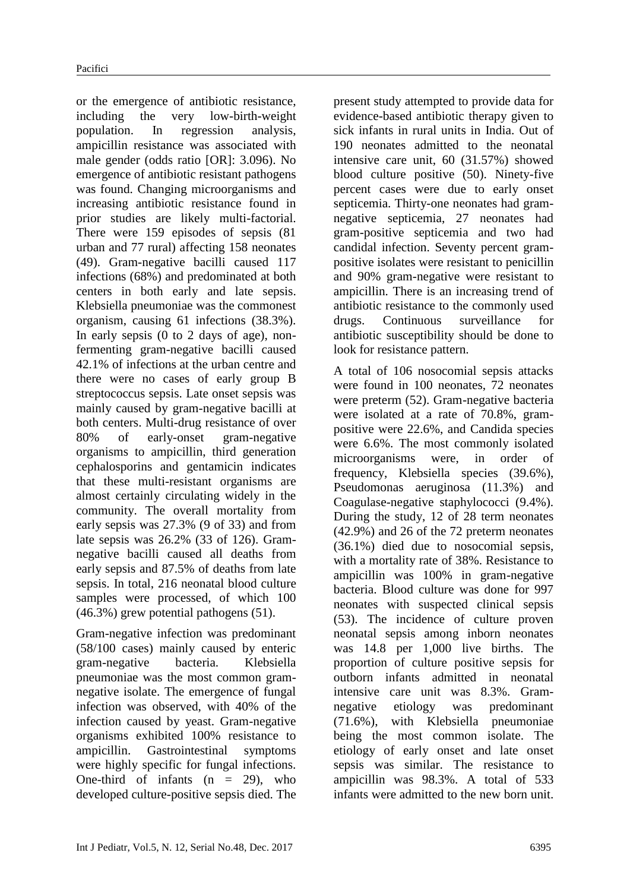or the emergence of antibiotic resistance, including the very low-birth-weight population. In regression analysis, ampicillin resistance was associated with male gender (odds ratio [OR]: 3.096). No emergence of antibiotic resistant pathogens was found. Changing microorganisms and increasing antibiotic resistance found in prior studies are likely multi-factorial. There were 159 episodes of sepsis (81 urban and 77 rural) affecting 158 neonates (49). Gram-negative bacilli caused 117 infections (68%) and predominated at both centers in both early and late sepsis. Klebsiella pneumoniae was the commonest organism, causing 61 infections (38.3%). In early sepsis (0 to 2 days of age), non-fermenting gram-negative bacilli caused 42.1% of infections at the urban centre and there were no cases of early group B streptococcus sepsis. Late onset sepsis was mainly caused by gram-negative bacilli at both centers. Multi-drug resistance of over 80% of early-onset gram-negative organisms to ampicillin, third generation cephalosporins and gentamicin indicates that these multi-resistant organisms are almost certainly circulating widely in the community. The overall mortality from early sepsis was 27.3% (9 of 33) and from late sepsis was 26.2% (33 of 126). Gram-negative bacilli caused all deaths from early sepsis and 87.5% of deaths from late sepsis. In total, 216 neonatal blood culture samples were processed, of which 100 (46.3%) grew potential pathogens (51).

Gram-negative infection was predominant (58/100 cases) mainly caused by enteric gram-negative bacteria. Klebsiella pneumoniae was the most common gram-negative isolate. The emergence of fungal infection was observed, with 40% of the infection caused by yeast. Gram-negative organisms exhibited 100% resistance to ampicillin. Gastrointestinal symptoms were highly specific for fungal infections. One-third of infants (n = 29), who developed culture-positive sepsis died. The present study attempted to provide data for evidence-based antibiotic therapy given to sick infants in rural units in India. Out of 190 neonates admitted to the neonatal intensive care unit, 60 (31.57%) showed blood culture positive (50). Ninety-five percent cases were due to early onset septicemia. Thirty-one neonates had gram-negative septicemia, 27 neonates had gram-positive septicemia and two had candidal infection. Seventy percent gram-positive isolates were resistant to penicillin and 90% gram-negative were resistant to ampicillin. There is an increasing trend of antibiotic resistance to the commonly used drugs. Continuous surveillance for antibiotic susceptibility should be done to look for resistance pattern.

A total of 106 nosocomial sepsis attacks were found in 100 neonates, 72 neonates were preterm (52). Gram-negative bacteria were isolated at a rate of 70.8%, gram-positive were 22.6%, and Candida species were 6.6%. The most commonly isolated microorganisms were, in order of frequency, Klebsiella species (39.6%), Pseudomonas aeruginosa (11.3%) and Coagulase-negative staphylococci (9.4%). During the study, 12 of 28 term neonates (42.9%) and 26 of the 72 preterm neonates (36.1%) died due to nosocomial sepsis, with a mortality rate of 38%. Resistance to ampicillin was 100% in gram-negative bacteria. Blood culture was done for 997 neonates with suspected clinical sepsis (53). The incidence of culture proven neonatal sepsis among inborn neonates was 14.8 per 1,000 live births. The proportion of culture positive sepsis for outborn infants admitted in neonatal intensive care unit was 8.3%. Gram-negative etiology was predominant (71.6%), with Klebsiella pneumoniae being the most common isolate. The etiology of early onset and late onset sepsis was similar. The resistance to ampicillin was 98.3%. A total of 533 infants were admitted to the new born unit.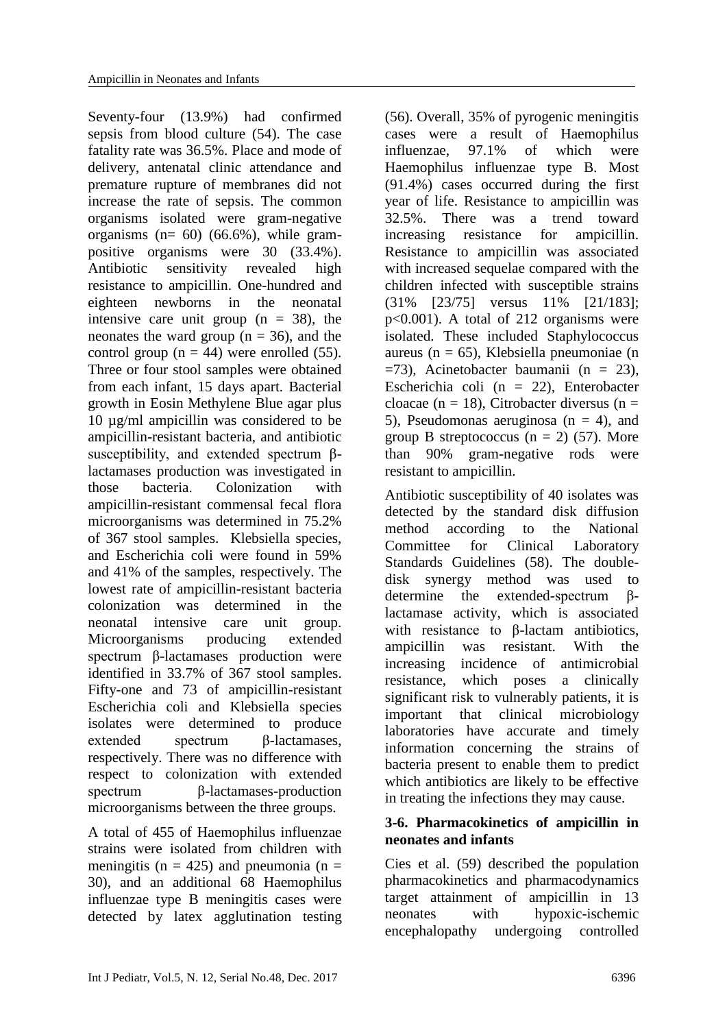Seventy-four (13.9%) had confirmed sepsis from blood culture (54). The case fatality rate was 36.5%. Place and mode of delivery, antenatal clinic attendance and premature rupture of membranes did not increase the rate of sepsis. The common organisms isolated were gram-negative organisms (n= 60) (66.6%), while gram-positive organisms were 30 (33.4%). Antibiotic sensitivity revealed high resistance to ampicillin. One-hundred and eighteen newborns in the neonatal intensive care unit group (n = 38), the neonates the ward group (n = 36), and the control group (n = 44) were enrolled (55). Three or four stool samples were obtained from each infant, 15 days apart. Bacterial growth in Eosin Methylene Blue agar plus 10 µg/ml ampicillin was considered to be ampicillin-resistant bacteria, and antibiotic susceptibility, and extended spectrum β-lactamases production was investigated in those bacteria. Colonization with ampicillin-resistant commensal fecal flora microorganisms was determined in 75.2% of 367 stool samples. Klebsiella species, and Escherichia coli were found in 59% and 41% of the samples, respectively. The lowest rate of ampicillin-resistant bacteria colonization was determined in the neonatal intensive care unit group. Microorganisms producing extended spectrum β-lactamases production were identified in 33.7% of 367 stool samples. Fifty-one and 73 of ampicillin-resistant Escherichia coli and Klebsiella species isolates were determined to produce extended spectrum β-lactamases, respectively. There was no difference with respect to colonization with extended spectrum β-lactamases-production microorganisms between the three groups.

A total of 455 of Haemophilus influenzae strains were isolated from children with meningitis (n = 425) and pneumonia (n = 30), and an additional 68 Haemophilus influenzae type B meningitis cases were detected by latex agglutination testing (56). Overall, 35% of pyrogenic meningitis cases were a result of Haemophilus influenzae, 97.1% of which were Haemophilus influenzae type B. Most (91.4%) cases occurred during the first year of life. Resistance to ampicillin was 32.5%. There was a trend toward increasing resistance for ampicillin. Resistance to ampicillin was associated with increased sequelae compared with the children infected with susceptible strains (31% [23/75] versus 11% [21/183]; $p<0.001$). A total of 212 organisms were isolated. These included Staphylococcus aureus (n = 65), Klebsiella pneumoniae (n =73), Acinetobacter baumanii (n = 23), Escherichia coli (n = 22), Enterobacter cloacae (n = 18), Citrobacter diversus (n = 5), Pseudomonas aeruginosa (n = 4), and group B streptococcus (n = 2) (57). More than 90% gram-negative rods were resistant to ampicillin.

Antibiotic susceptibility of 40 isolates was detected by the standard disk diffusion method according to the National Committee for Clinical Laboratory Standards Guidelines (58). The double-disk synergy method was used to determine the extended-spectrum β-lactamase activity, which is associated with resistance to β-lactam antibiotics, ampicillin was resistant. With the increasing incidence of antimicrobial resistance, which poses a clinically significant risk to vulnerably patients, it is important that clinical microbiology laboratories have accurate and timely information concerning the strains of bacteria present to enable them to predict which antibiotics are likely to be effective in treating the infections they may cause.

### 3-6. Pharmacokinetics of ampicillin in neonates and infants

Cies et al. (59) described the population pharmacokinetics and pharmacodynamics target attainment of ampicillin in 13 neonates with hypoxic-ischemic encephalopathy undergoing controlled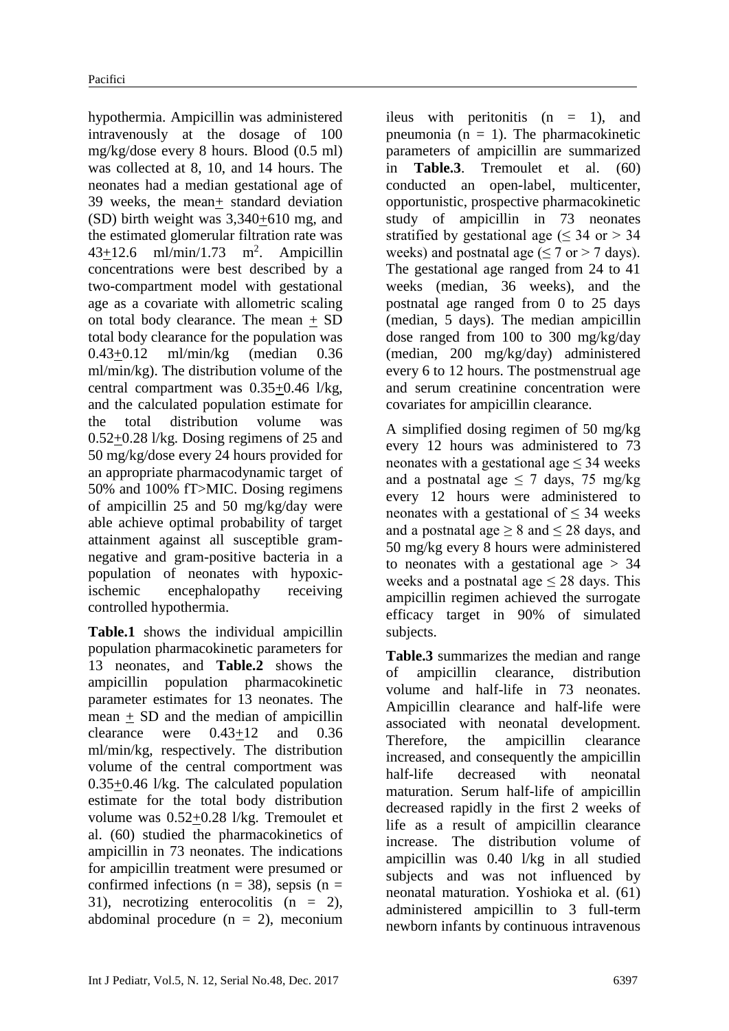hypothermia. Ampicillin was administered intravenously at the dosage of 100 mg/kg/dose every 8 hours. Blood (0.5 ml) was collected at 8, 10, and 14 hours. The neonates had a median gestational age of 39 weeks, the mean+ standard deviation (SD) birth weight was 3,340+610 mg, and the estimated glomerular filtration rate was 43+12.6 ml/min/1.73 $m^2$. Ampicillin concentrations were best described by a two-compartment model with gestational age as a covariate with allometric scaling on total body clearance. The mean + SD total body clearance for the population was 0.43+0.12 ml/min/kg (median 0.36 ml/min/kg). The distribution volume of the central compartment was 0.35+0.46 l/kg, and the calculated population estimate for the total distribution volume was 0.52+0.28 l/kg. Dosing regimens of 25 and 50 mg/kg/dose every 24 hours provided for an appropriate pharmacodynamic target of 50% and 100% fT>MIC. Dosing regimens of ampicillin 25 and 50 mg/kg/day were able achieve optimal probability of target attainment against all susceptible gram-negative and gram-positive bacteria in a population of neonates with hypoxic-ischemic encephalopathy receiving controlled hypothermia.

**Table.1** shows the individual ampicillin population pharmacokinetic parameters for 13 neonates, and **Table.2** shows the ampicillin population pharmacokinetic parameter estimates for 13 neonates. The mean + SD and the median of ampicillin clearance were 0.43+12 and 0.36 ml/min/kg, respectively. The distribution volume of the central comportment was 0.35+0.46 l/kg. The calculated population estimate for the total body distribution volume was 0.52+0.28 l/kg. Tremoulet et al. (60) studied the pharmacokinetics of ampicillin in 73 neonates. The indications for ampicillin treatment were presumed or confirmed infections (n = 38), sepsis (n = 31), necrotizing enterocolitis (n = 2), abdominal procedure (n = 2), meconium ileus with peritonitis (n = 1), and pneumonia (n = 1). The pharmacokinetic parameters of ampicillin are summarized in **Table.3**. Tremoulet et al. (60) conducted an open-label, multicenter, opportunistic, prospective pharmacokinetic study of ampicillin in 73 neonates stratified by gestational age (≤ 34 or > 34 weeks) and postnatal age (≤ 7 or > 7 days). The gestational age ranged from 24 to 41 weeks (median, 36 weeks), and the postnatal age ranged from 0 to 25 days (median, 5 days). The median ampicillin dose ranged from 100 to 300 mg/kg/day (median, 200 mg/kg/day) administered every 6 to 12 hours. The postmenstrual age and serum creatinine concentration were covariates for ampicillin clearance.

A simplified dosing regimen of 50 mg/kg every 12 hours was administered to 73 neonates with a gestational age ≤ 34 weeks and a postnatal age ≤ 7 days, 75 mg/kg every 12 hours were administered to neonates with a gestational of ≤ 34 weeks and a postnatal age ≥ 8 and ≤ 28 days, and 50 mg/kg every 8 hours were administered to neonates with a gestational age > 34 weeks and a postnatal age ≤ 28 days. This ampicillin regimen achieved the surrogate efficacy target in 90% of simulated subjects.

**Table.3** summarizes the median and range of ampicillin clearance, distribution volume and half-life in 73 neonates. Ampicillin clearance and half-life were associated with neonatal development. Therefore, the ampicillin clearance increased, and consequently the ampicillin half-life decreased with neonatal maturation. Serum half-life of ampicillin decreased rapidly in the first 2 weeks of life as a result of ampicillin clearance increase. The distribution volume of ampicillin was 0.40 l/kg in all studied subjects and was not influenced by neonatal maturation. Yoshioka et al. (61) administered ampicillin to 3 full-term newborn infants by continuous intravenous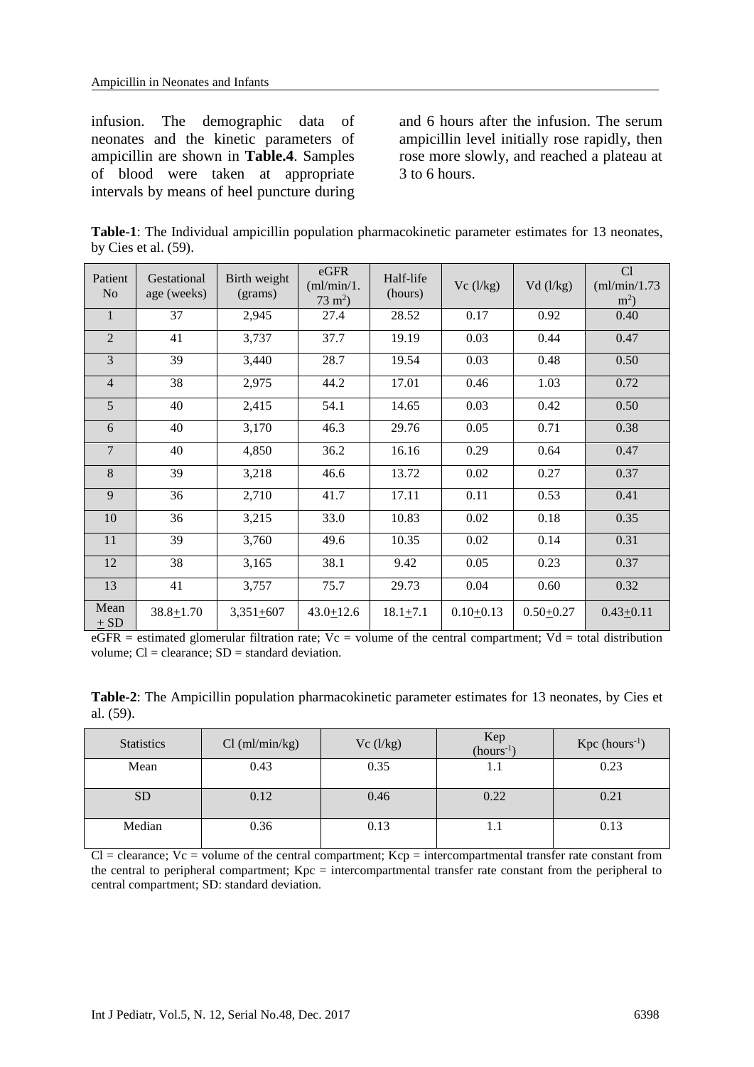infusion. The demographic data of neonates and the kinetic parameters of ampicillin are shown in **Table.4**. Samples of blood were taken at appropriate intervals by means of heel puncture during and 6 hours after the infusion. The serum ampicillin level initially rose rapidly, then rose more slowly, and reached a plateau at 3 to 6 hours.

**Table-1**: The Individual ampicillin population pharmacokinetic parameter estimates for 13 neonates, by Cies et al. (59).

| Patient No | Gestational age (weeks) | Birth weight (grams) | eGFR (ml/min/1.73 m$^2$) | Half-life (hours) | Vc (l/kg) | Vd (l/kg) | Cl (ml/min/1.73 m$^2$) |
|---|---|---|---|---|---|---|---|
| 1 | 37 | 2,945 | 27.4 | 28.52 | 0.17 | 0.92 | 0.40 |
| 2 | 41 | 3,737 | 37.7 | 19.19 | 0.03 | 0.44 | 0.47 |
| 3 | 39 | 3,440 | 28.7 | 19.54 | 0.03 | 0.48 | 0.50 |
| 4 | 38 | 2,975 | 44.2 | 17.01 | 0.46 | 1.03 | 0.72 |
| 5 | 40 | 2,415 | 54.1 | 14.65 | 0.03 | 0.42 | 0.50 |
| 6 | 40 | 3,170 | 46.3 | 29.76 | 0.05 | 0.71 | 0.38 |
| 7 | 40 | 4,850 | 36.2 | 16.16 | 0.29 | 0.64 | 0.47 |
| 8 | 39 | 3,218 | 46.6 | 13.72 | 0.02 | 0.27 | 0.37 |
| 9 | 36 | 2,710 | 41.7 | 17.11 | 0.11 | 0.53 | 0.41 |
| 10 | 36 | 3,215 | 33.0 | 10.83 | 0.02 | 0.18 | 0.35 |
| 11 | 39 | 3,760 | 49.6 | 10.35 | 0.02 | 0.14 | 0.31 |
| 12 | 38 | 3,165 | 38.1 | 9.42 | 0.05 | 0.23 | 0.37 |
| 13 | 41 | 3,757 | 75.7 | 29.73 | 0.04 | 0.60 | 0.32 |
| Mean ± SD | 38.8±1.70 | 3,351±607 | 43.0±12.6 | 18.1±7.1 | 0.10±0.13 | 0.50±0.27 | 0.43±0.11 |

eGFR = estimated glomerular filtration rate; Vc = volume of the central compartment; Vd = total distribution volume; Cl = clearance; SD = standard deviation.

**Table-2**: The Ampicillin population pharmacokinetic parameter estimates for 13 neonates, by Cies et al. (59).

| Statistics | Cl (ml/min/kg) | Vc (l/kg) | Kep (hours$^{-1}$) | Kpc (hours$^{-1}$) |
|---|---|---|---|---|
| Mean | 0.43 | 0.35 | 1.1 | 0.23 |
| SD | 0.12 | 0.46 | 0.22 | 0.21 |
| Median | 0.36 | 0.13 | 1.1 | 0.13 |

Cl = clearance; Vc = volume of the central compartment; Kcp = intercompartmental transfer rate constant from the central to peripheral compartment; Kpc = intercompartmental transfer rate constant from the peripheral to central compartment; SD: standard deviation.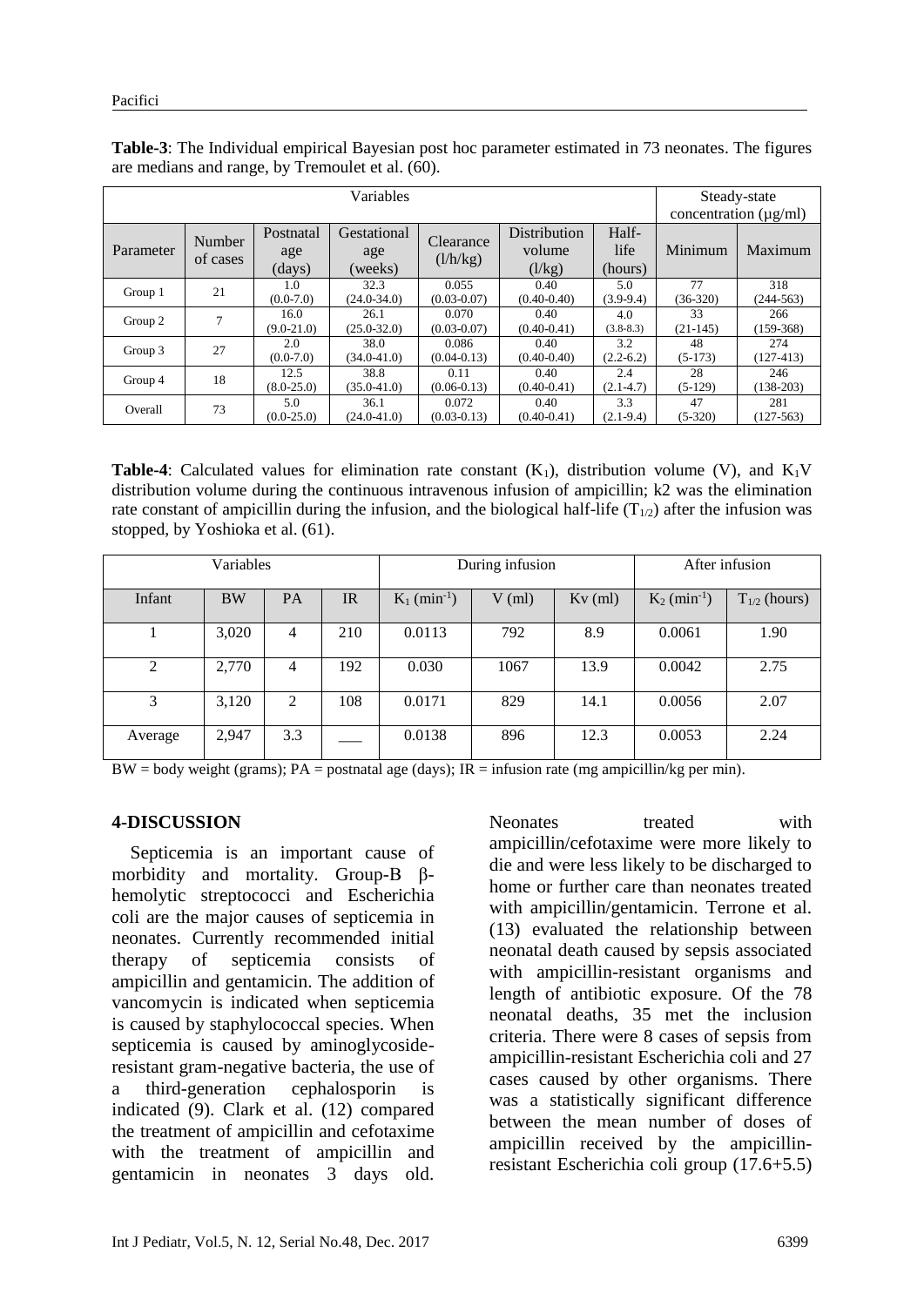**Table-3**: The Individual empirical Bayesian post hoc parameter estimated in 73 neonates. The figures are medians and range, by Tremoulet et al. (60).

| Variables | | | | | | | Steady-state concentration (µg/ml) | |
|---|---|---|---|---|---|---|---|---|
| Parameter | Number of cases | Postnatal age (days) | Gestational age (weeks) | Clearance (l/h/kg) | Distribution volume (l/kg) | Half-life (hours) | Minimum | Maximum |
| Group 1 | 21 | 1.0 (0.0-7.0) | 32.3 (24.0-34.0) | 0.055 (0.03-0.07) | 0.40 (0.40-0.40) | 5.0 (3.9-9.4) | 77 (36-320) | 318 (244-563) |
| Group 2 | 7 | 16.0 (9.0-21.0) | 26.1 (25.0-32.0) | 0.070 (0.03-0.07) | 0.40 (0.40-0.41) | 4.0 (3.8-8.3) | 33 (21-145) | 266 (159-368) |
| Group 3 | 27 | 2.0 (0.0-7.0) | 38.0 (34.0-41.0) | 0.086 (0.04-0.13) | 0.40 (0.40-0.40) | 3.2 (2.2-6.2) | 48 (5-173) | 274 (127-413) |
| Group 4 | 18 | 12.5 (8.0-25.0) | 38.8 (35.0-41.0) | 0.11 (0.06-0.13) | 0.40 (0.40-0.41) | 2.4 (2.1-4.7) | 28 (5-129) | 246 (138-203) |
| Overall | 73 | 5.0 (0.0-25.0) | 36.1 (24.0-41.0) | 0.072 (0.03-0.13) | 0.40 (0.40-0.41) | 3.3 (2.1-9.4) | 47 (5-320) | 281 (127-563) |

**Table-4**: Calculated values for elimination rate constant ($K_1$), distribution volume (V), and $K_1V$ distribution volume during the continuous intravenous infusion of ampicillin; k2 was the elimination rate constant of ampicillin during the infusion, and the biological half-life ($T_{1/2}$) after the infusion was stopped, by Yoshioka et al. (61).

| Variables | | | | During infusion | | | After infusion | |
|---|---|---|---|---|---|---|---|---|
| Infant | BW | PA | IR | $K_1$ ($min^{-1}$) | V (ml) | Kv (ml) | $K_2$ ($min^{-1}$) | $T_{1/2}$ (hours) |
| 1 | 3,020 | 4 | 210 | 0.0113 | 792 | 8.9 | 0.0061 | 1.90 |
| 2 | 2,770 | 4 | 192 | 0.030 | 1067 | 13.9 | 0.0042 | 2.75 |
| 3 | 3,120 | 2 | 108 | 0.0171 | 829 | 14.1 | 0.0056 | 2.07 |
| Average | 2,947 | 3.3 | ___ | 0.0138 | 896 | 12.3 | 0.0053 | 2.24 |

BW = body weight (grams); PA = postnatal age (days); IR = infusion rate (mg ampicillin/kg per min).

## 4-DISCUSSION

Septicemia is an important cause of morbidity and mortality. Group-B β-hemolytic streptococci and Escherichia coli are the major causes of septicemia in neonates. Currently recommended initial therapy of septicemia consists of ampicillin and gentamicin. The addition of vancomycin is indicated when septicemia is caused by staphylococcal species. When septicemia is caused by aminoglycoside-resistant gram-negative bacteria, the use of a third-generation cephalosporin is indicated (9). Clark et al. (12) compared the treatment of ampicillin and cefotaxime with the treatment of ampicillin and gentamicin in neonates 3 days old. Neonates treated with ampicillin/cefotaxime were more likely to die and were less likely to be discharged to home or further care than neonates treated with ampicillin/gentamicin. Terrone et al. (13) evaluated the relationship between neonatal death caused by sepsis associated with ampicillin-resistant organisms and length of antibiotic exposure. Of the 78 neonatal deaths, 35 met the inclusion criteria. There were 8 cases of sepsis from ampicillin-resistant Escherichia coli and 27 cases caused by other organisms. There was a statistically significant difference between the mean number of doses of ampicillin received by the ampicillin-resistant Escherichia coli group (17.6+5.5)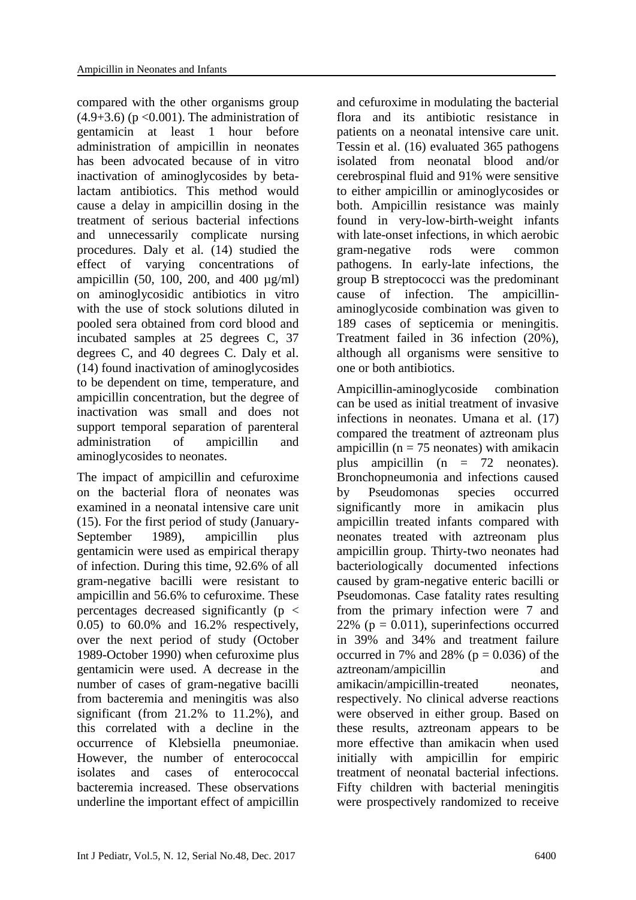compared with the other organisms group (4.9+3.6) ($p < 0.001$). The administration of gentamicin at least 1 hour before administration of ampicillin in neonates has been advocated because of in vitro inactivation of aminoglycosides by beta-lactam antibiotics. This method would cause a delay in ampicillin dosing in the treatment of serious bacterial infections and unnecessarily complicate nursing procedures. Daly et al. (14) studied the effect of varying concentrations of ampicillin (50, 100, 200, and 400 µg/ml) on aminoglycosidic antibiotics in vitro with the use of stock solutions diluted in pooled sera obtained from cord blood and incubated samples at 25 degrees C, 37 degrees C, and 40 degrees C. Daly et al. (14) found inactivation of aminoglycosides to be dependent on time, temperature, and ampicillin concentration, but the degree of inactivation was small and does not support temporal separation of parenteral administration of ampicillin and aminoglycosides to neonates.

The impact of ampicillin and cefuroxime on the bacterial flora of neonates was examined in a neonatal intensive care unit (15). For the first period of study (January-September 1989), ampicillin plus gentamicin were used as empirical therapy of infection. During this time, 92.6% of all gram-negative bacilli were resistant to ampicillin and 56.6% to cefuroxime. These percentages decreased significantly ($p < 0.05$) to 60.0% and 16.2% respectively, over the next period of study (October 1989-October 1990) when cefuroxime plus gentamicin were used. A decrease in the number of cases of gram-negative bacilli from bacteremia and meningitis was also significant (from 21.2% to 11.2%), and this correlated with a decline in the occurrence of Klebsiella pneumoniae. However, the number of enterococcal isolates and cases of enterococcal bacteremia increased. These observations underline the important effect of ampicillin and cefuroxime in modulating the bacterial flora and its antibiotic resistance in patients on a neonatal intensive care unit. Tessin et al. (16) evaluated 365 pathogens isolated from neonatal blood and/or cerebrospinal fluid and 91% were sensitive to either ampicillin or aminoglycosides or both. Ampicillin resistance was mainly found in very-low-birth-weight infants with late-onset infections, in which aerobic gram-negative rods were common pathogens. In early-late infections, the group B streptococci was the predominant cause of infection. The ampicillin-aminoglycoside combination was given to 189 cases of septicemia or meningitis. Treatment failed in 36 infection (20%), although all organisms were sensitive to one or both antibiotics.

Ampicillin-aminoglycoside combination can be used as initial treatment of invasive infections in neonates. Umana et al. (17) compared the treatment of aztreonam plus ampicillin ($n = 75$ neonates) with amikacin plus ampicillin ($n = 72$ neonates). Bronchopneumonia and infections caused by Pseudomonas species occurred significantly more in amikacin plus ampicillin treated infants compared with neonates treated with aztreonam plus ampicillin group. Thirty-two neonates had bacteriologically documented infections caused by gram-negative enteric bacilli or Pseudomonas. Case fatality rates resulting from the primary infection were 7 and 22% ($p = 0.011$), superinfections occurred in 39% and 34% and treatment failure occurred in 7% and 28% ($p = 0.036$) of the aztreonam/ampicillin and amikacin/ampicillin-treated neonates, respectively. No clinical adverse reactions were observed in either group. Based on these results, aztreonam appears to be more effective than amikacin when used initially with ampicillin for empiric treatment of neonatal bacterial infections. Fifty children with bacterial meningitis were prospectively randomized to receive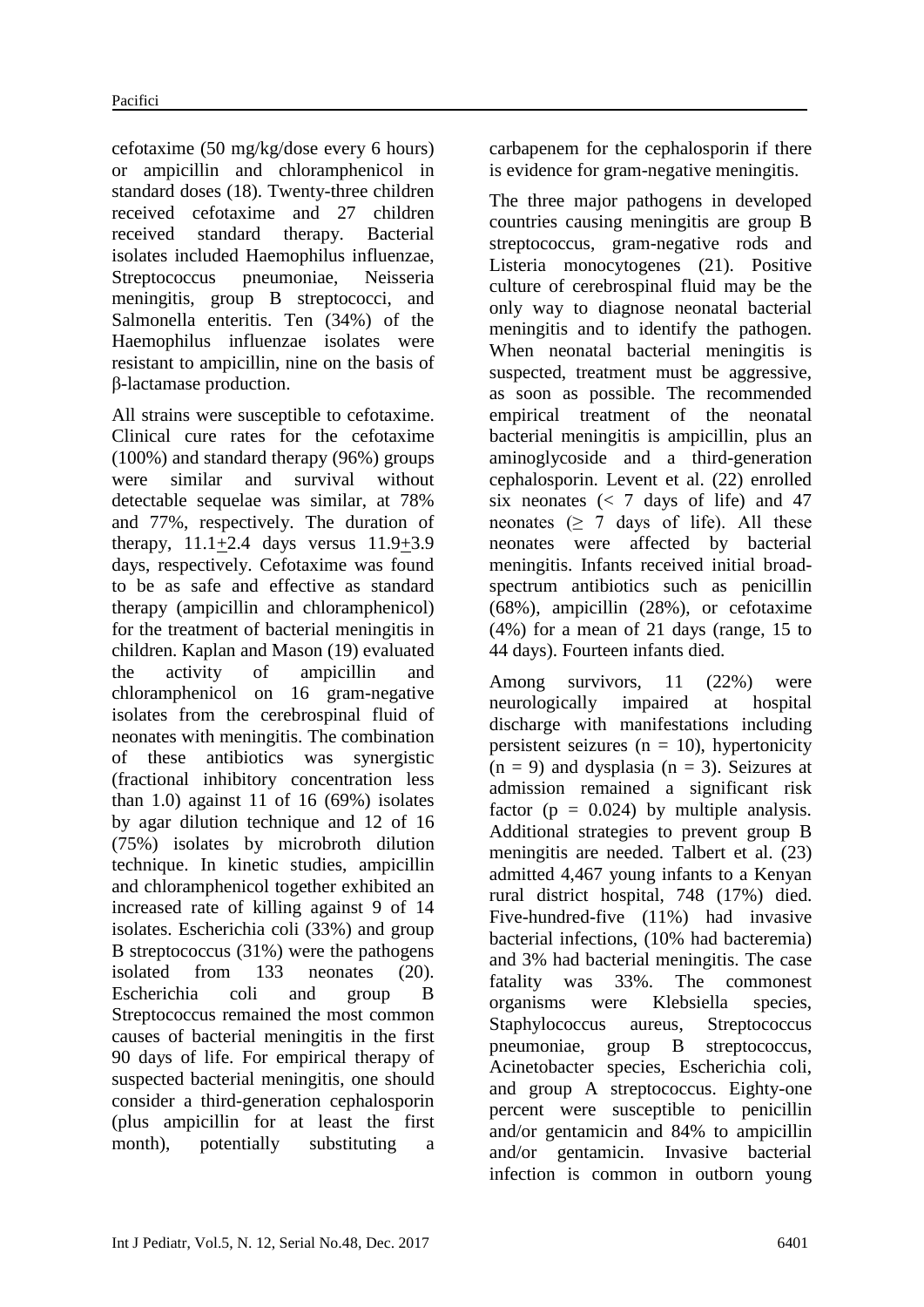cefotaxime (50 mg/kg/dose every 6 hours) or ampicillin and chloramphenicol in standard doses (18). Twenty-three children received cefotaxime and 27 children received standard therapy. Bacterial isolates included Haemophilus influenzae, Streptococcus pneumoniae, Neisseria meningitis, group B streptococci, and Salmonella enteritis. Ten (34%) of the Haemophilus influenzae isolates were resistant to ampicillin, nine on the basis of β-lactamase production.

All strains were susceptible to cefotaxime. Clinical cure rates for the cefotaxime (100%) and standard therapy (96%) groups were similar and survival without detectable sequelae was similar, at 78% and 77%, respectively. The duration of therapy, 11.1±2.4 days versus 11.9±3.9 days, respectively. Cefotaxime was found to be as safe and effective as standard therapy (ampicillin and chloramphenicol) for the treatment of bacterial meningitis in children. Kaplan and Mason (19) evaluated the activity of ampicillin and chloramphenicol on 16 gram-negative isolates from the cerebrospinal fluid of neonates with meningitis. The combination of these antibiotics was synergistic (fractional inhibitory concentration less than 1.0) against 11 of 16 (69%) isolates by agar dilution technique and 12 of 16 (75%) isolates by microbroth dilution technique. In kinetic studies, ampicillin and chloramphenicol together exhibited an increased rate of killing against 9 of 14 isolates. Escherichia coli (33%) and group B streptococcus (31%) were the pathogens isolated from 133 neonates (20). Escherichia coli and group B Streptococcus remained the most common causes of bacterial meningitis in the first 90 days of life. For empirical therapy of suspected bacterial meningitis, one should consider a third-generation cephalosporin (plus ampicillin for at least the first month), potentially substituting a carbapenem for the cephalosporin if there is evidence for gram-negative meningitis.

The three major pathogens in developed countries causing meningitis are group B streptococcus, gram-negative rods and Listeria monocytogenes (21). Positive culture of cerebrospinal fluid may be the only way to diagnose neonatal bacterial meningitis and to identify the pathogen. When neonatal bacterial meningitis is suspected, treatment must be aggressive, as soon as possible. The recommended empirical treatment of the neonatal bacterial meningitis is ampicillin, plus an aminoglycoside and a third-generation cephalosporin. Levent et al. (22) enrolled six neonates (< 7 days of life) and 47 neonates (≥ 7 days of life). All these neonates were affected by bacterial meningitis. Infants received initial broad-spectrum antibiotics such as penicillin (68%), ampicillin (28%), or cefotaxime (4%) for a mean of 21 days (range, 15 to 44 days). Fourteen infants died.

Among survivors, 11 (22%) were neurologically impaired at hospital discharge with manifestations including persistent seizures ($n = 10$), hypertonicity ($n = 9$) and dysplasia ($n = 3$). Seizures at admission remained a significant risk factor ($p = 0.024$) by multiple analysis. Additional strategies to prevent group B meningitis are needed. Talbert et al. (23) admitted 4,467 young infants to a Kenyan rural district hospital, 748 (17%) died. Five-hundred-five (11%) had invasive bacterial infections, (10% had bacteremia) and 3% had bacterial meningitis. The case fatality was 33%. The commonest organisms were Klebsiella species, Staphylococcus aureus, Streptococcus pneumoniae, group B streptococcus, Acinetobacter species, Escherichia coli, and group A streptococcus. Eighty-one percent were susceptible to penicillin and/or gentamicin and 84% to ampicillin and/or gentamicin. Invasive bacterial infection is common in outborn young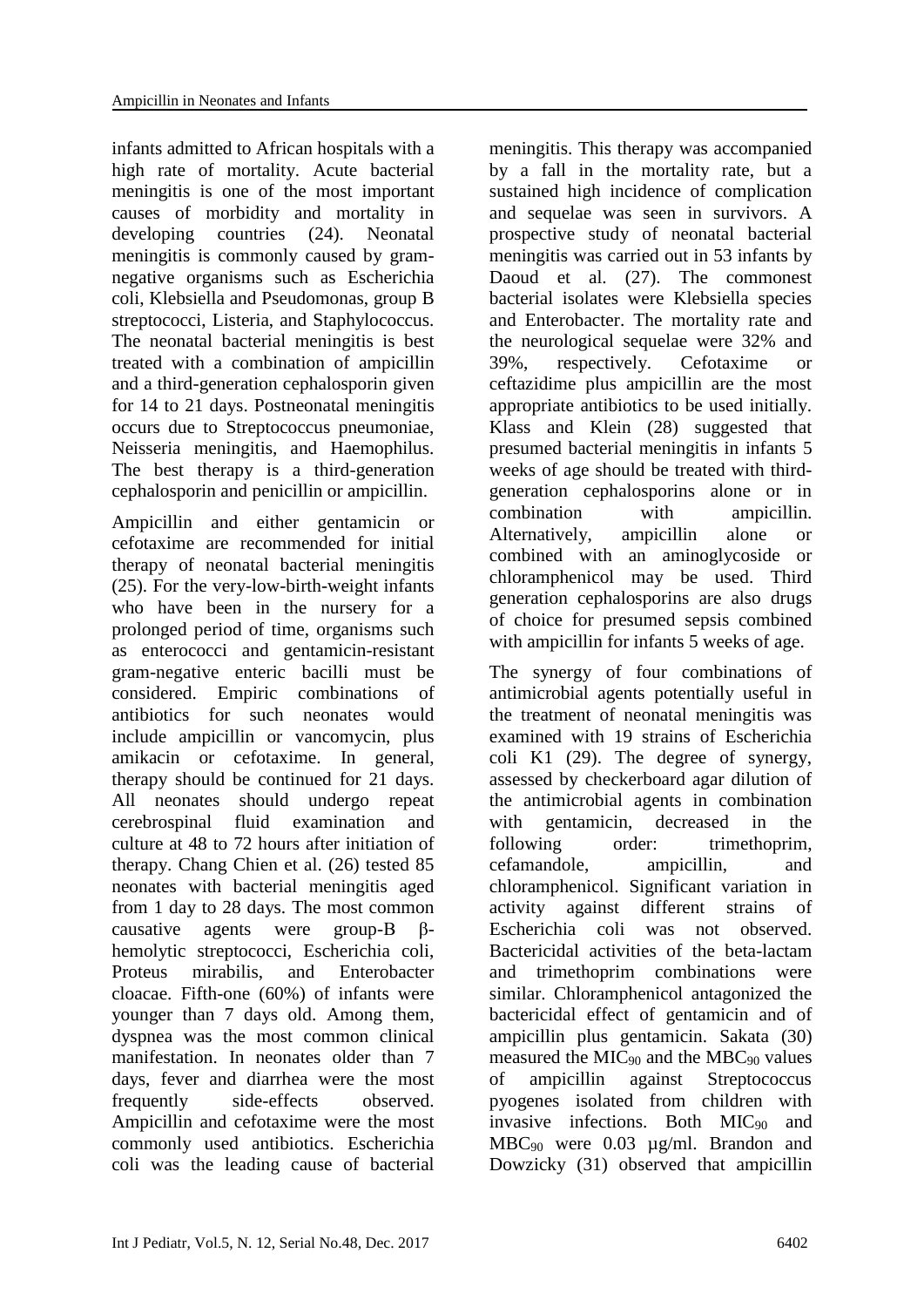infants admitted to African hospitals with a high rate of mortality. Acute bacterial meningitis is one of the most important causes of morbidity and mortality in developing countries (24). Neonatal meningitis is commonly caused by gram-negative organisms such as Escherichia coli, Klebsiella and Pseudomonas, group B streptococci, Listeria, and Staphylococcus. The neonatal bacterial meningitis is best treated with a combination of ampicillin and a third-generation cephalosporin given for 14 to 21 days. Postneonatal meningitis occurs due to Streptococcus pneumoniae, Neisseria meningitis, and Haemophilus. The best therapy is a third-generation cephalosporin and penicillin or ampicillin.

Ampicillin and either gentamicin or cefotaxime are recommended for initial therapy of neonatal bacterial meningitis (25). For the very-low-birth-weight infants who have been in the nursery for a prolonged period of time, organisms such as enterococci and gentamicin-resistant gram-negative enteric bacilli must be considered. Empiric combinations of antibiotics for such neonates would include ampicillin or vancomycin, plus amikacin or cefotaxime. In general, therapy should be continued for 21 days. All neonates should undergo repeat cerebrospinal fluid examination and culture at 48 to 72 hours after initiation of therapy. Chang Chien et al. (26) tested 85 neonates with bacterial meningitis aged from 1 day to 28 days. The most common causative agents were group-B β-hemolytic streptococci, Escherichia coli, Proteus mirabilis, and Enterobacter cloacae. Fifth-one (60%) of infants were younger than 7 days old. Among them, dyspnea was the most common clinical manifestation. In neonates older than 7 days, fever and diarrhea were the most frequently side-effects observed. Ampicillin and cefotaxime were the most commonly used antibiotics. Escherichia coli was the leading cause of bacterial meningitis. This therapy was accompanied by a fall in the mortality rate, but a sustained high incidence of complication and sequelae was seen in survivors. A prospective study of neonatal bacterial meningitis was carried out in 53 infants by Daoud et al. (27). The commonest bacterial isolates were Klebsiella species and Enterobacter. The mortality rate and the neurological sequelae were 32% and 39%, respectively. Cefotaxime or ceftazidime plus ampicillin are the most appropriate antibiotics to be used initially. Klass and Klein (28) suggested that presumed bacterial meningitis in infants 5 weeks of age should be treated with third-generation cephalosporins alone or in combination with ampicillin. Alternatively, ampicillin alone or combined with an aminoglycoside or chloramphenicol may be used. Third generation cephalosporins are also drugs of choice for presumed sepsis combined with ampicillin for infants 5 weeks of age.

The synergy of four combinations of antimicrobial agents potentially useful in the treatment of neonatal meningitis was examined with 19 strains of Escherichia coli K1 (29). The degree of synergy, assessed by checkerboard agar dilution of the antimicrobial agents in combination with gentamicin, decreased in the following order: trimethoprim, cefamandole, ampicillin, and chloramphenicol. Significant variation in activity against different strains of Escherichia coli was not observed. Bactericidal activities of the beta-lactam and trimethoprim combinations were similar. Chloramphenicol antagonized the bactericidal effect of gentamicin and of ampicillin plus gentamicin. Sakata (30) measured the $MIC_{90}$ and the $MBC_{90}$ values of ampicillin against Streptococcus pyogenes isolated from children with invasive infections. Both $MIC_{90}$ and $MBC_{90}$ were 0.03 µg/ml. Brandon and Dowzicky (31) observed that ampicillin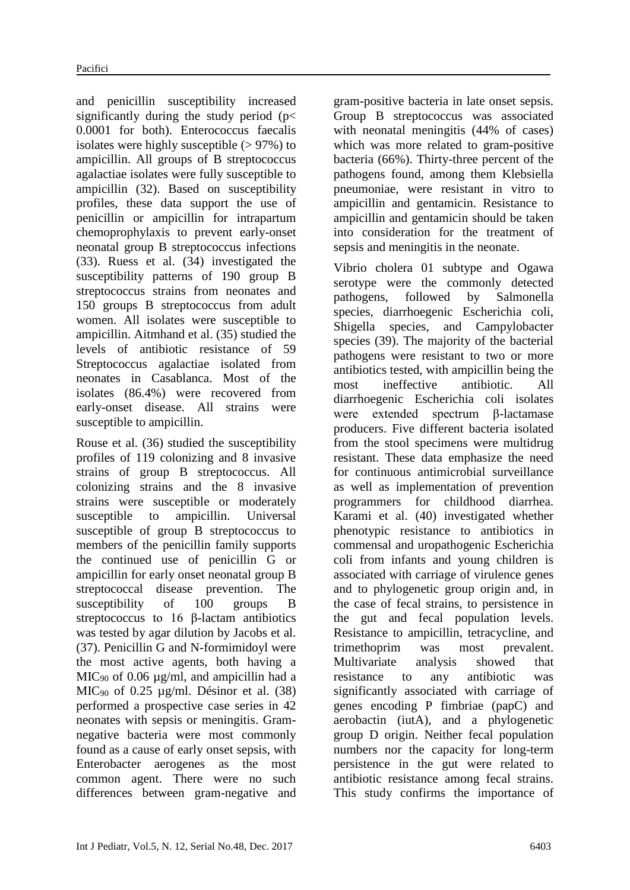and penicillin susceptibility increased significantly during the study period ($p < 0.0001$ for both). Enterococcus faecalis isolates were highly susceptible (> 97%) to ampicillin. All groups of B streptococcus agalactiae isolates were fully susceptible to ampicillin (32). Based on susceptibility profiles, these data support the use of penicillin or ampicillin for intrapartum chemoprophylaxis to prevent early-onset neonatal group B streptococcus infections (33). Ruess et al. (34) investigated the susceptibility patterns of 190 group B streptococcus strains from neonates and 150 groups B streptococcus from adult women. All isolates were susceptible to ampicillin. Aitmhand et al. (35) studied the levels of antibiotic resistance of 59 Streptococcus agalactiae isolated from neonates in Casablanca. Most of the isolates (86.4%) were recovered from early-onset disease. All strains were susceptible to ampicillin.

Rouse et al. (36) studied the susceptibility profiles of 119 colonizing and 8 invasive strains of group B streptococcus. All colonizing strains and the 8 invasive strains were susceptible or moderately susceptible to ampicillin. Universal susceptible of group B streptococcus to members of the penicillin family supports the continued use of penicillin G or ampicillin for early onset neonatal group B streptococcal disease prevention. The susceptibility of 100 groups B streptococcus to 16 β-lactam antibiotics was tested by agar dilution by Jacobs et al. (37). Penicillin G and N-formimidoyl were the most active agents, both having a $MIC_{90}$ of 0.06 µg/ml, and ampicillin had a $MIC_{90}$ of 0.25 µg/ml. Désinor et al. (38) performed a prospective case series in 42 neonates with sepsis or meningitis. Gram-negative bacteria were most commonly found as a cause of early onset sepsis, with Enterobacter aerogenes as the most common agent. There were no such differences between gram-negative and gram-positive bacteria in late onset sepsis. Group B streptococcus was associated with neonatal meningitis (44% of cases) which was more related to gram-positive bacteria (66%). Thirty-three percent of the pathogens found, among them Klebsiella pneumoniae, were resistant in vitro to ampicillin and gentamicin. Resistance to ampicillin and gentamicin should be taken into consideration for the treatment of sepsis and meningitis in the neonate.

Vibrio cholera 01 subtype and Ogawa serotype were the commonly detected pathogens, followed by Salmonella species, diarrhoegenic Escherichia coli, Shigella species, and Campylobacter species (39). The majority of the bacterial pathogens were resistant to two or more antibiotics tested, with ampicillin being the most ineffective antibiotic. All diarrhoegenic Escherichia coli isolates were extended spectrum β-lactamase producers. Five different bacteria isolated from the stool specimens were multidrug resistant. These data emphasize the need for continuous antimicrobial surveillance as well as implementation of prevention programmers for childhood diarrhea. Karami et al. (40) investigated whether phenotypic resistance to antibiotics in commensal and uropathogenic Escherichia coli from infants and young children is associated with carriage of virulence genes and to phylogenetic group origin and, in the case of fecal strains, to persistence in the gut and fecal population levels. Resistance to ampicillin, tetracycline, and trimethoprim was most prevalent. Multivariate analysis showed that resistance to any antibiotic was significantly associated with carriage of genes encoding P fimbriae (papC) and aerobactin (iutA), and a phylogenetic group D origin. Neither fecal population numbers nor the capacity for long-term persistence in the gut were related to antibiotic resistance among fecal strains. This study confirms the importance of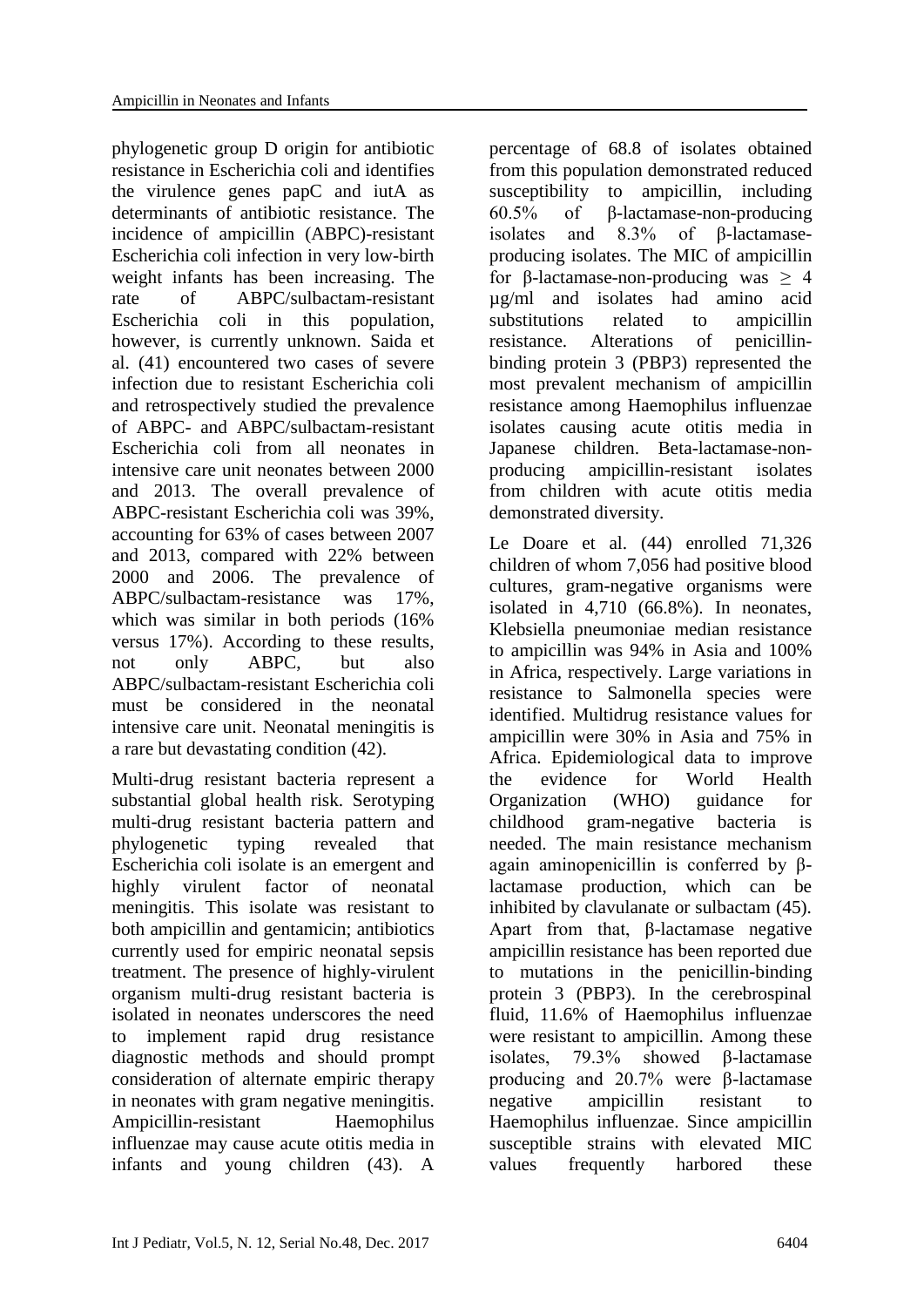phylogenetic group D origin for antibiotic resistance in Escherichia coli and identifies the virulence genes papC and iutA as determinants of antibiotic resistance. The incidence of ampicillin (ABPC)-resistant Escherichia coli infection in very low-birth weight infants has been increasing. The rate of ABPC/sulbactam-resistant Escherichia coli in this population, however, is currently unknown. Saida et al. (41) encountered two cases of severe infection due to resistant Escherichia coli and retrospectively studied the prevalence of ABPC- and ABPC/sulbactam-resistant Escherichia coli from all neonates in intensive care unit neonates between 2000 and 2013. The overall prevalence of ABPC-resistant Escherichia coli was 39%, accounting for 63% of cases between 2007 and 2013, compared with 22% between 2000 and 2006. The prevalence of ABPC/sulbactam-resistance was 17%, which was similar in both periods (16% versus 17%). According to these results, not only ABPC, but also ABPC/sulbactam-resistant Escherichia coli must be considered in the neonatal intensive care unit. Neonatal meningitis is a rare but devastating condition (42).

Multi-drug resistant bacteria represent a substantial global health risk. Serotyping multi-drug resistant bacteria pattern and phylogenetic typing revealed that Escherichia coli isolate is an emergent and highly virulent factor of neonatal meningitis. This isolate was resistant to both ampicillin and gentamicin; antibiotics currently used for empiric neonatal sepsis treatment. The presence of highly-virulent organism multi-drug resistant bacteria is isolated in neonates underscores the need to implement rapid drug resistance diagnostic methods and should prompt consideration of alternate empiric therapy in neonates with gram negative meningitis. Ampicillin-resistant Haemophilus influenzae may cause acute otitis media in infants and young children (43). A percentage of 68.8 of isolates obtained from this population demonstrated reduced susceptibility to ampicillin, including 60.5% of β-lactamase-non-producing isolates and 8.3% of β-lactamase-producing isolates. The MIC of ampicillin for β-lactamase-non-producing was $\geq$ 4 µg/ml and isolates had amino acid substitutions related to ampicillin resistance. Alterations of penicillin-binding protein 3 (PBP3) represented the most prevalent mechanism of ampicillin resistance among Haemophilus influenzae isolates causing acute otitis media in Japanese children. Beta-lactamase-non-producing ampicillin-resistant isolates from children with acute otitis media demonstrated diversity.

Le Doare et al. (44) enrolled 71,326 children of whom 7,056 had positive blood cultures, gram-negative organisms were isolated in 4,710 (66.8%). In neonates, Klebsiella pneumoniae median resistance to ampicillin was 94% in Asia and 100% in Africa, respectively. Large variations in resistance to Salmonella species were identified. Multidrug resistance values for ampicillin were 30% in Asia and 75% in Africa. Epidemiological data to improve the evidence for World Health Organization (WHO) guidance for childhood gram-negative bacteria is needed. The main resistance mechanism again aminopenicillin is conferred by β-lactamase production, which can be inhibited by clavulanate or sulbactam (45). Apart from that, β-lactamase negative ampicillin resistance has been reported due to mutations in the penicillin-binding protein 3 (PBP3). In the cerebrospinal fluid, 11.6% of Haemophilus influenzae were resistant to ampicillin. Among these isolates, 79.3% showed β-lactamase producing and 20.7% were β-lactamase negative ampicillin resistant to Haemophilus influenzae. Since ampicillin susceptible strains with elevated MIC values frequently harbored these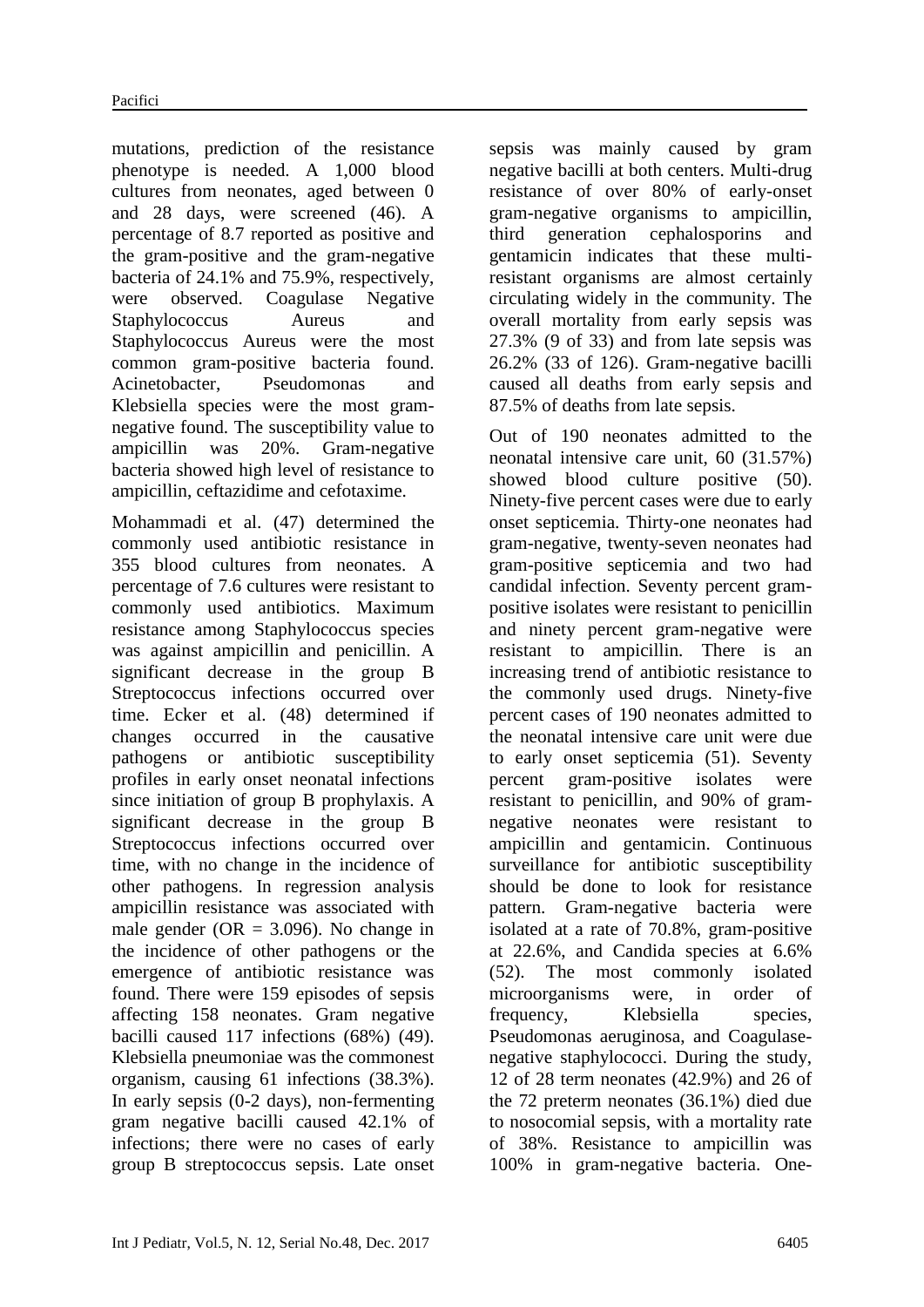mutations, prediction of the resistance phenotype is needed. A 1,000 blood cultures from neonates, aged between 0 and 28 days, were screened (46). A percentage of 8.7 reported as positive and the gram-positive and the gram-negative bacteria of 24.1% and 75.9%, respectively, were observed. Coagulase Negative Staphylococcus Aureus and Staphylococcus Aureus were the most common gram-positive bacteria found. Acinetobacter, Pseudomonas and Klebsiella species were the most gram-negative found. The susceptibility value to ampicillin was 20%. Gram-negative bacteria showed high level of resistance to ampicillin, ceftazidime and cefotaxime.

Mohammadi et al. (47) determined the commonly used antibiotic resistance in 355 blood cultures from neonates. A percentage of 7.6 cultures were resistant to commonly used antibiotics. Maximum resistance among Staphylococcus species was against ampicillin and penicillin. A significant decrease in the group B Streptococcus infections occurred over time. Ecker et al. (48) determined if changes occurred in the causative pathogens or antibiotic susceptibility profiles in early onset neonatal infections since initiation of group B prophylaxis. A significant decrease in the group B Streptococcus infections occurred over time, with no change in the incidence of other pathogens. In regression analysis ampicillin resistance was associated with male gender (OR = 3.096). No change in the incidence of other pathogens or the emergence of antibiotic resistance was found. There were 159 episodes of sepsis affecting 158 neonates. Gram negative bacilli caused 117 infections (68%) (49). Klebsiella pneumoniae was the commonest organism, causing 61 infections (38.3%). In early sepsis (0-2 days), non-fermenting gram negative bacilli caused 42.1% of infections; there were no cases of early group B streptococcus sepsis. Late onset sepsis was mainly caused by gram negative bacilli at both centers. Multi-drug resistance of over 80% of early-onset gram-negative organisms to ampicillin, third generation cephalosporins and gentamicin indicates that these multi-resistant organisms are almost certainly circulating widely in the community. The overall mortality from early sepsis was 27.3% (9 of 33) and from late sepsis was 26.2% (33 of 126). Gram-negative bacilli caused all deaths from early sepsis and 87.5% of deaths from late sepsis.

Out of 190 neonates admitted to the neonatal intensive care unit, 60 (31.57%) showed blood culture positive (50). Ninety-five percent cases were due to early onset septicemia. Thirty-one neonates had gram-negative, twenty-seven neonates had gram-positive septicemia and two had candidal infection. Seventy percent gram-positive isolates were resistant to penicillin and ninety percent gram-negative were resistant to ampicillin. There is an increasing trend of antibiotic resistance to the commonly used drugs. Ninety-five percent cases of 190 neonates admitted to the neonatal intensive care unit were due to early onset septicemia (51). Seventy percent gram-positive isolates were resistant to penicillin, and 90% of gram-negative neonates were resistant to ampicillin and gentamicin. Continuous surveillance for antibiotic susceptibility should be done to look for resistance pattern. Gram-negative bacteria were isolated at a rate of 70.8%, gram-positive at 22.6%, and Candida species at 6.6% (52). The most commonly isolated microorganisms were, in order of frequency, Klebsiella species, Pseudomonas aeruginosa, and Coagulase-negative staphylococci. During the study, 12 of 28 term neonates (42.9%) and 26 of the 72 preterm neonates (36.1%) died due to nosocomial sepsis, with a mortality rate of 38%. Resistance to ampicillin was 100% in gram-negative bacteria. One-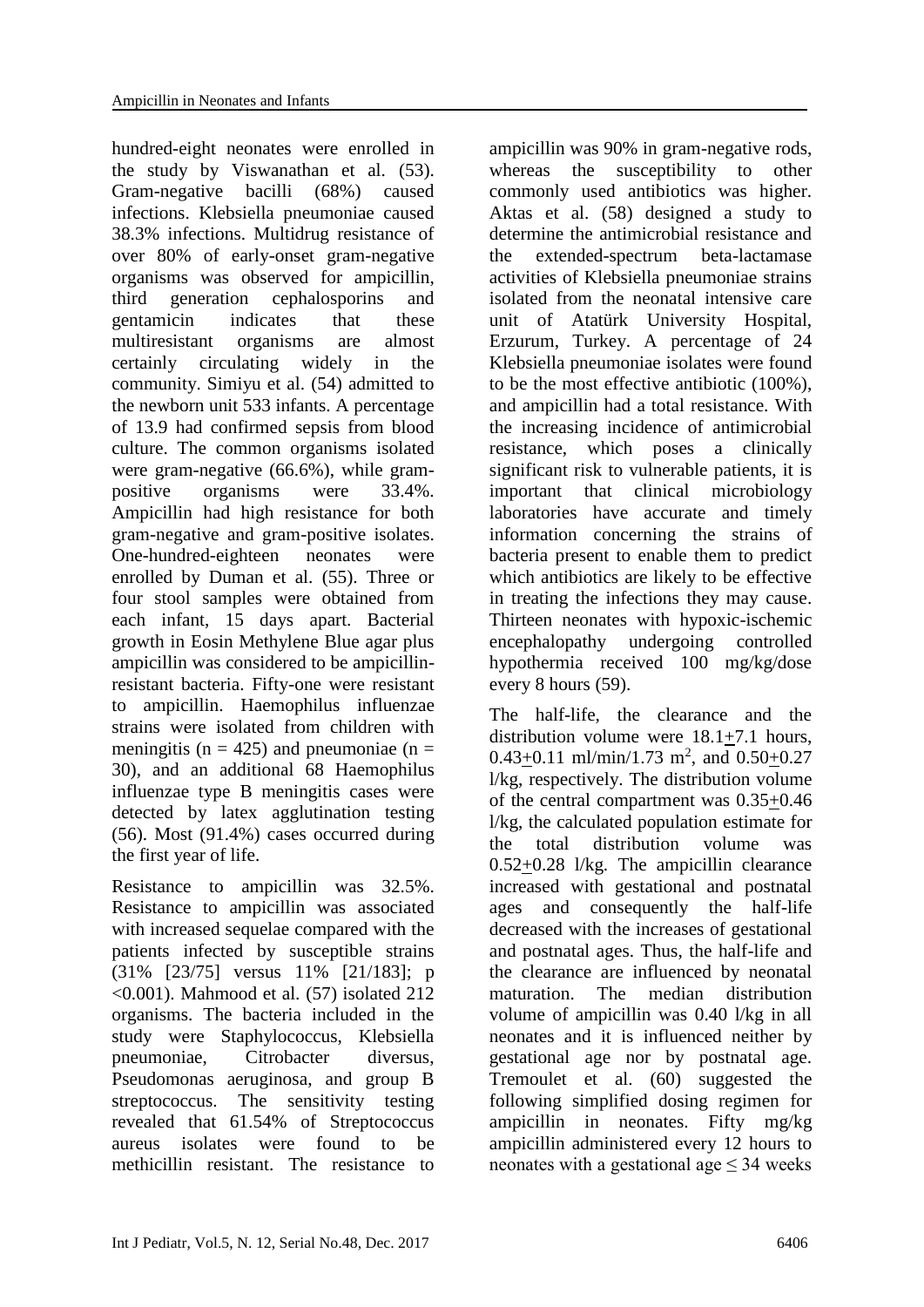hundred-eight neonates were enrolled in the study by Viswanathan et al. (53). Gram-negative bacilli (68%) caused infections. Klebsiella pneumoniae caused 38.3% infections. Multidrug resistance of over 80% of early-onset gram-negative organisms was observed for ampicillin, third generation cephalosporins and gentamicin indicates that these multiresistant organisms are almost certainly circulating widely in the community. Simiyu et al. (54) admitted to the newborn unit 533 infants. A percentage of 13.9 had confirmed sepsis from blood culture. The common organisms isolated were gram-negative (66.6%), while gram-positive organisms were 33.4%. Ampicillin had high resistance for both gram-negative and gram-positive isolates. One-hundred-eighteen neonates were enrolled by Duman et al. (55). Three or four stool samples were obtained from each infant, 15 days apart. Bacterial growth in Eosin Methylene Blue agar plus ampicillin was considered to be ampicillin-resistant bacteria. Fifty-one were resistant to ampicillin. Haemophilus influenzae strains were isolated from children with meningitis ($n = 425$) and pneumoniae ($n = 30$), and an additional 68 Haemophilus influenzae type B meningitis cases were detected by latex agglutination testing (56). Most (91.4%) cases occurred during the first year of life.

Resistance to ampicillin was 32.5%. Resistance to ampicillin was associated with increased sequelae compared with the patients infected by susceptible strains (31% [23/75] versus 11% [21/183]; $p < 0.001$). Mahmood et al. (57) isolated 212 organisms. The bacteria included in the study were Staphylococcus, Klebsiella pneumoniae, Citrobacter diversus, Pseudomonas aeruginosa, and group B streptococcus. The sensitivity testing revealed that 61.54% of Streptococcus aureus isolates were found to be methicillin resistant. The resistance to ampicillin was 90% in gram-negative rods, whereas the susceptibility to other commonly used antibiotics was higher. Aktas et al. (58) designed a study to determine the antimicrobial resistance and the extended-spectrum beta-lactamase activities of Klebsiella pneumoniae strains isolated from the neonatal intensive care unit of Atatürk University Hospital, Erzurum, Turkey. A percentage of 24 Klebsiella pneumoniae isolates were found to be the most effective antibiotic (100%), and ampicillin had a total resistance. With the increasing incidence of antimicrobial resistance, which poses a clinically significant risk to vulnerable patients, it is important that clinical microbiology laboratories have accurate and timely information concerning the strains of bacteria present to enable them to predict which antibiotics are likely to be effective in treating the infections they may cause. Thirteen neonates with hypoxic-ischemic encephalopathy undergoing controlled hypothermia received 100 mg/kg/dose every 8 hours (59).

The half-life, the clearance and the distribution volume were $18.1 \pm 7.1$ hours, $0.43 \pm 0.11$ ml/min/1.73 $m^2$, and $0.50 \pm 0.27$ l/kg, respectively. The distribution volume of the central compartment was $0.35 \pm 0.46$ l/kg, the calculated population estimate for the total distribution volume was $0.52 \pm 0.28$ l/kg. The ampicillin clearance increased with gestational and postnatal ages and consequently the half-life decreased with the increases of gestational and postnatal ages. Thus, the half-life and the clearance are influenced by neonatal maturation. The median distribution volume of ampicillin was 0.40 l/kg in all neonates and it is influenced neither by gestational age nor by postnatal age. Tremoulet et al. (60) suggested the following simplified dosing regimen for ampicillin in neonates. Fifty mg/kg ampicillin administered every 12 hours to neonates with a gestational age $\leq 34$ weeks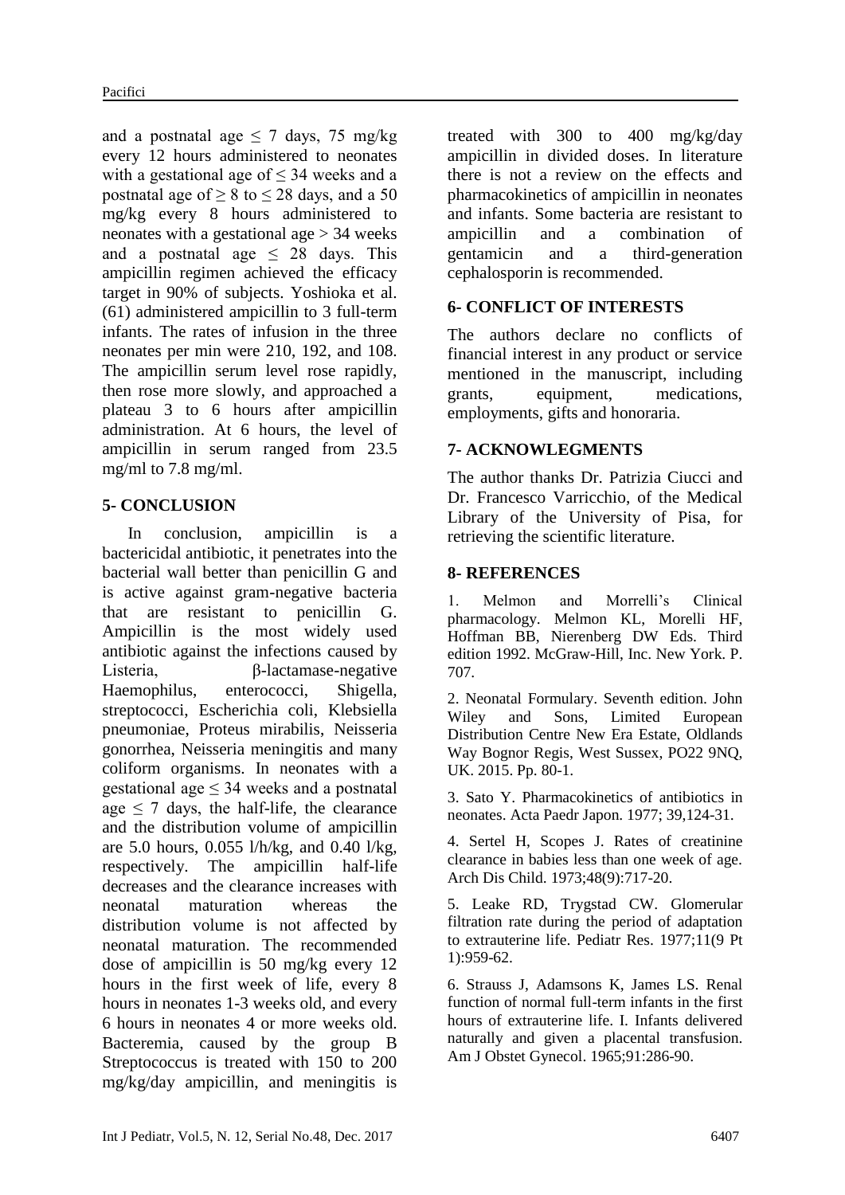and a postnatal age ≤ 7 days, 75 mg/kg every 12 hours administered to neonates with a gestational age of ≤ 34 weeks and a postnatal age of ≥ 8 to ≤ 28 days, and a 50 mg/kg every 8 hours administered to neonates with a gestational age > 34 weeks and a postnatal age ≤ 28 days. This ampicillin regimen achieved the efficacy target in 90% of subjects. Yoshioka et al. (61) administered ampicillin to 3 full-term infants. The rates of infusion in the three neonates per min were 210, 192, and 108. The ampicillin serum level rose rapidly, then rose more slowly, and approached a plateau 3 to 6 hours after ampicillin administration. At 6 hours, the level of ampicillin in serum ranged from 23.5 mg/ml to 7.8 mg/ml.

## 5- CONCLUSION

In conclusion, ampicillin is a bactericidal antibiotic, it penetrates into the bacterial wall better than penicillin G and is active against gram-negative bacteria that are resistant to penicillin G. Ampicillin is the most widely used antibiotic against the infections caused by Listeria, β-lactamase-negative Haemophilus, enterococci, Shigella, streptococci, Escherichia coli, Klebsiella pneumoniae, Proteus mirabilis, Neisseria gonorrhea, Neisseria meningitis and many coliform organisms. In neonates with a gestational age ≤ 34 weeks and a postnatal age ≤ 7 days, the half-life, the clearance and the distribution volume of ampicillin are 5.0 hours, 0.055 l/h/kg, and 0.40 l/kg, respectively. The ampicillin half-life decreases and the clearance increases with neonatal maturation whereas the distribution volume is not affected by neonatal maturation. The recommended dose of ampicillin is 50 mg/kg every 12 hours in the first week of life, every 8 hours in neonates 1-3 weeks old, and every 6 hours in neonates 4 or more weeks old. Bacteremia, caused by the group B Streptococcus is treated with 150 to 200 mg/kg/day ampicillin, and meningitis is treated with 300 to 400 mg/kg/day ampicillin in divided doses. In literature there is not a review on the effects and pharmacokinetics of ampicillin in neonates and infants. Some bacteria are resistant to ampicillin and a combination of gentamicin and a third-generation cephalosporin is recommended.

## 6- CONFLICT OF INTERESTS

The authors declare no conflicts of financial interest in any product or service mentioned in the manuscript, including grants, equipment, medications, employments, gifts and honoraria.

## 7- ACKNOWLEGMENTS

The author thanks Dr. Patrizia Ciucci and Dr. Francesco Varricchio, of the Medical Library of the University of Pisa, for retrieving the scientific literature.

## 8- REFERENCES

1. Melmon and Morrelli's Clinical pharmacology. Melmon KL, Morelli HF, Hoffman BB, Nierenberg DW Eds. Third edition 1992. McGraw-Hill, Inc. New York. P. 707.

2. Neonatal Formulary. Seventh edition. John Wiley and Sons, Limited European Distribution Centre New Era Estate, Oldlands Way Bognor Regis, West Sussex, PO22 9NQ, UK. 2015. Pp. 80-1.

3. Sato Y. Pharmacokinetics of antibiotics in neonates. Acta Paedr Japon. 1977; 39,124-31.

4. Sertel H, Scopes J. Rates of creatinine clearance in babies less than one week of age. Arch Dis Child. 1973;48(9):717-20.

5. Leake RD, Trygstad CW. Glomerular filtration rate during the period of adaptation to extrauterine life. Pediatr Res. 1977;11(9 Pt 1):959-62.

6. Strauss J, Adamsons K, James LS. Renal function of normal full-term infants in the first hours of extrauterine life. I. Infants delivered naturally and given a placental transfusion. Am J Obstet Gynecol. 1965;91:286-90.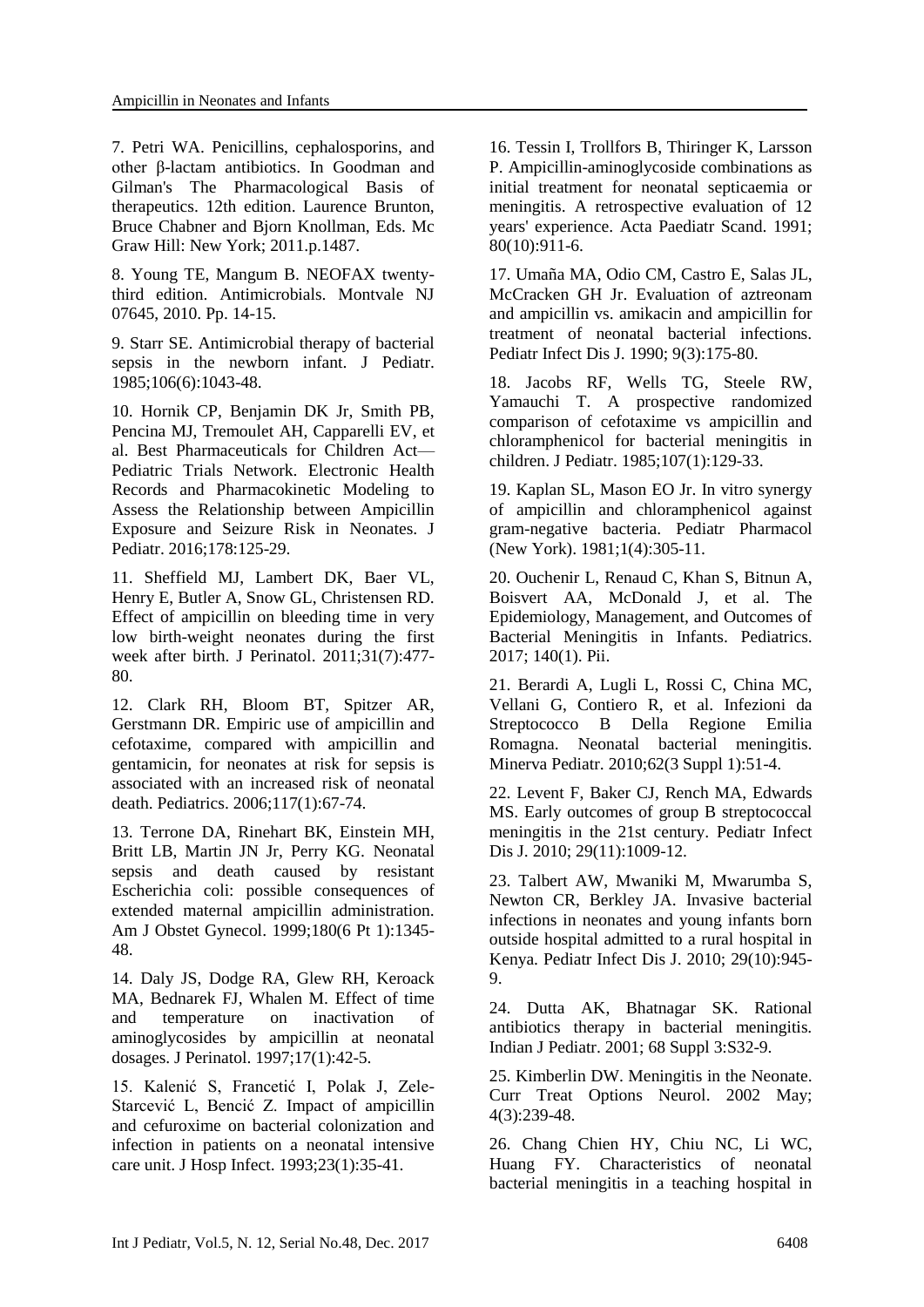7. Petri WA. Penicillins, cephalosporins, and other β-lactam antibiotics. In Goodman and Gilman's The Pharmacological Basis of therapeutics. 12th edition. Laurence Brunton, Bruce Chabner and Bjorn Knollman, Eds. Mc Graw Hill: New York; 2011.p.1487.

8. Young TE, Mangum B. NEOFAX twenty-third edition. Antimicrobials. Montvale NJ 07645, 2010. Pp. 14-15.

9. Starr SE. Antimicrobial therapy of bacterial sepsis in the newborn infant. J Pediatr. 1985;106(6):1043-48.

10. Hornik CP, Benjamin DK Jr, Smith PB, Pencina MJ, Tremoulet AH, Capparelli EV, et al. Best Pharmaceuticals for Children Act—Pediatric Trials Network. Electronic Health Records and Pharmacokinetic Modeling to Assess the Relationship between Ampicillin Exposure and Seizure Risk in Neonates. J Pediatr. 2016;178:125-29.

11. Sheffield MJ, Lambert DK, Baer VL, Henry E, Butler A, Snow GL, Christensen RD. Effect of ampicillin on bleeding time in very low birth-weight neonates during the first week after birth. J Perinatol. 2011;31(7):477-80.

12. Clark RH, Bloom BT, Spitzer AR, Gerstmann DR. Empiric use of ampicillin and cefotaxime, compared with ampicillin and gentamicin, for neonates at risk for sepsis is associated with an increased risk of neonatal death. Pediatrics. 2006;117(1):67-74.

13. Terrone DA, Rinehart BK, Einstein MH, Britt LB, Martin JN Jr, Perry KG. Neonatal sepsis and death caused by resistant Escherichia coli: possible consequences of extended maternal ampicillin administration. Am J Obstet Gynecol. 1999;180(6 Pt 1):1345-48.

14. Daly JS, Dodge RA, Glew RH, Keroack MA, Bednarek FJ, Whalen M. Effect of time and temperature on inactivation of aminoglycosides by ampicillin at neonatal dosages. J Perinatol. 1997;17(1):42-5.

15. Kalenić S, Francetić I, Polak J, Zele-Starcević L, Bencić Z. Impact of ampicillin and cefuroxime on bacterial colonization and infection in patients on a neonatal intensive care unit. J Hosp Infect. 1993;23(1):35-41.

16. Tessin I, Trollfors B, Thiringer K, Larsson P. Ampicillin-aminoglycoside combinations as initial treatment for neonatal septicaemia or meningitis. A retrospective evaluation of 12 years' experience. Acta Paediatr Scand. 1991; 80(10):911-6.

17. Umaña MA, Odio CM, Castro E, Salas JL, McCracken GH Jr. Evaluation of aztreonam and ampicillin vs. amikacin and ampicillin for treatment of neonatal bacterial infections. Pediatr Infect Dis J. 1990; 9(3):175-80.

18. Jacobs RF, Wells TG, Steele RW, Yamauchi T. A prospective randomized comparison of cefotaxime vs ampicillin and chloramphenicol for bacterial meningitis in children. J Pediatr. 1985;107(1):129-33.

19. Kaplan SL, Mason EO Jr. In vitro synergy of ampicillin and chloramphenicol against gram-negative bacteria. Pediatr Pharmacol (New York). 1981;1(4):305-11.

20. Ouchenir L, Renaud C, Khan S, Bitnun A, Boisvert AA, McDonald J, et al. The Epidemiology, Management, and Outcomes of Bacterial Meningitis in Infants. Pediatrics. 2017; 140(1). Pii.

21. Berardi A, Lugli L, Rossi C, China MC, Vellani G, Contiero R, et al. Infezioni da Streptococco B Della Regione Emilia Romagna. Neonatal bacterial meningitis. Minerva Pediatr. 2010;62(3 Suppl 1):51-4.

22. Levent F, Baker CJ, Rench MA, Edwards MS. Early outcomes of group B streptococcal meningitis in the 21st century. Pediatr Infect Dis J. 2010; 29(11):1009-12.

23. Talbert AW, Mwaniki M, Mwarumba S, Newton CR, Berkley JA. Invasive bacterial infections in neonates and young infants born outside hospital admitted to a rural hospital in Kenya. Pediatr Infect Dis J. 2010; 29(10):945-9.

24. Dutta AK, Bhatnagar SK. Rational antibiotics therapy in bacterial meningitis. Indian J Pediatr. 2001; 68 Suppl 3:S32-9.

25. Kimberlin DW. Meningitis in the Neonate. Curr Treat Options Neurol. 2002 May; 4(3):239-48.

26. Chang Chien HY, Chiu NC, Li WC, Huang FY. Characteristics of neonatal bacterial meningitis in a teaching hospital in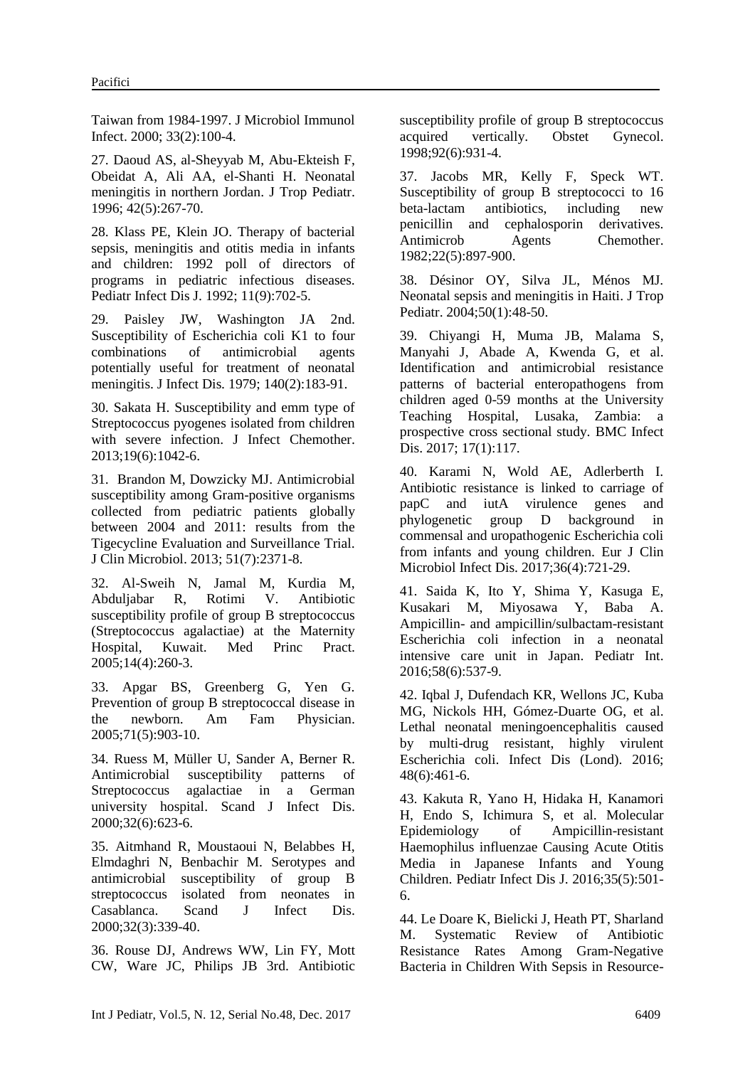Taiwan from 1984-1997. J Microbiol Immunol Infect. 2000; 33(2):100-4.

27. Daoud AS, al-Sheyyab M, Abu-Ekteish F, Obeidat A, Ali AA, el-Shanti H. Neonatal meningitis in northern Jordan. J Trop Pediatr. 1996; 42(5):267-70.

28. Klass PE, Klein JO. Therapy of bacterial sepsis, meningitis and otitis media in infants and children: 1992 poll of directors of programs in pediatric infectious diseases. Pediatr Infect Dis J. 1992; 11(9):702-5.

29. Paisley JW, Washington JA 2nd. Susceptibility of Escherichia coli K1 to four combinations of antimicrobial agents potentially useful for treatment of neonatal meningitis. J Infect Dis. 1979; 140(2):183-91.

30. Sakata H. Susceptibility and emm type of Streptococcus pyogenes isolated from children with severe infection. J Infect Chemother. 2013;19(6):1042-6.

31. Brandon M, Dowzicky MJ. Antimicrobial susceptibility among Gram-positive organisms collected from pediatric patients globally between 2004 and 2011: results from the Tigecycline Evaluation and Surveillance Trial. J Clin Microbiol. 2013; 51(7):2371-8.

32. Al-Sweih N, Jamal M, Kurdia M, Abduljabar R, Rotimi V. Antibiotic susceptibility profile of group B streptococcus (Streptococcus agalactiae) at the Maternity Hospital, Kuwait. Med Princ Pract. 2005;14(4):260-3.

33. Apgar BS, Greenberg G, Yen G. Prevention of group B streptococcal disease in the newborn. Am Fam Physician. 2005;71(5):903-10.

34. Ruess M, Müller U, Sander A, Berner R. Antimicrobial susceptibility patterns of Streptococcus agalactiae in a German university hospital. Scand J Infect Dis. 2000;32(6):623-6.

35. Aitmhand R, Moustaoui N, Belabbes H, Elmdaghri N, Benbachir M. Serotypes and antimicrobial susceptibility of group B streptococcus isolated from neonates in Casablanca. Scand J Infect Dis. 2000;32(3):339-40.

36. Rouse DJ, Andrews WW, Lin FY, Mott CW, Ware JC, Philips JB 3rd. Antibiotic susceptibility profile of group B streptococcus acquired vertically. Obstet Gynecol. 1998;92(6):931-4.

37. Jacobs MR, Kelly F, Speck WT. Susceptibility of group B streptococci to 16 beta-lactam antibiotics, including new penicillin and cephalosporin derivatives. Antimicrob Agents Chemother. 1982;22(5):897-900.

38. Désinor OY, Silva JL, Ménos MJ. Neonatal sepsis and meningitis in Haiti. J Trop Pediatr. 2004;50(1):48-50.

39. Chiyangi H, Muma JB, Malama S, Manyahi J, Abade A, Kwenda G, et al. Identification and antimicrobial resistance patterns of bacterial enteropathogens from children aged 0-59 months at the University Teaching Hospital, Lusaka, Zambia: a prospective cross sectional study. BMC Infect Dis. 2017; 17(1):117.

40. Karami N, Wold AE, Adlerberth I. Antibiotic resistance is linked to carriage of papC and iutA virulence genes and phylogenetic group D background in commensal and uropathogenic Escherichia coli from infants and young children. Eur J Clin Microbiol Infect Dis. 2017;36(4):721-29.

41. Saida K, Ito Y, Shima Y, Kasuga E, Kusakari M, Miyosawa Y, Baba A. Ampicillin- and ampicillin/sulbactam-resistant Escherichia coli infection in a neonatal intensive care unit in Japan. Pediatr Int. 2016;58(6):537-9.

42. Iqbal J, Dufendach KR, Wellons JC, Kuba MG, Nickols HH, Gómez-Duarte OG, et al. Lethal neonatal meningoencephalitis caused by multi-drug resistant, highly virulent Escherichia coli. Infect Dis (Lond). 2016; 48(6):461-6.

43. Kakuta R, Yano H, Hidaka H, Kanamori H, Endo S, Ichimura S, et al. Molecular Epidemiology of Ampicillin-resistant Haemophilus influenzae Causing Acute Otitis Media in Japanese Infants and Young Children. Pediatr Infect Dis J. 2016;35(5):501-6.

44. Le Doare K, Bielicki J, Heath PT, Sharland M. Systematic Review of Antibiotic Resistance Rates Among Gram-Negative Bacteria in Children With Sepsis in Resource-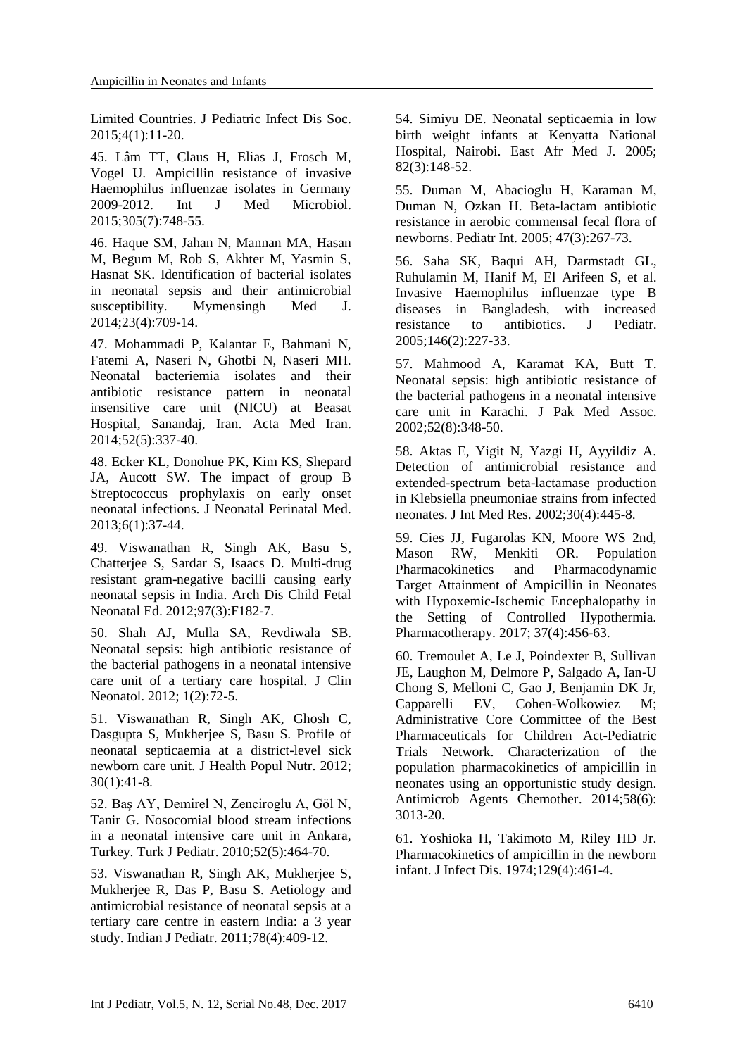Limited Countries. J Pediatric Infect Dis Soc. 2015;4(1):11-20.

45. Lâm TT, Claus H, Elias J, Frosch M, Vogel U. Ampicillin resistance of invasive Haemophilus influenzae isolates in Germany 2009-2012. Int J Med Microbiol. 2015;305(7):748-55.

46. Haque SM, Jahan N, Mannan MA, Hasan M, Begum M, Rob S, Akhter M, Yasmin S, Hasnat SK. Identification of bacterial isolates in neonatal sepsis and their antimicrobial susceptibility. Mymensingh Med J. 2014;23(4):709-14.

47. Mohammadi P, Kalantar E, Bahmani N, Fatemi A, Naseri N, Ghotbi N, Naseri MH. Neonatal bacteriemia isolates and their antibiotic resistance pattern in neonatal insensitive care unit (NICU) at Beasat Hospital, Sanandaj, Iran. Acta Med Iran. 2014;52(5):337-40.

48. Ecker KL, Donohue PK, Kim KS, Shepard JA, Aucott SW. The impact of group B Streptococcus prophylaxis on early onset neonatal infections. J Neonatal Perinatal Med. 2013;6(1):37-44.

49. Viswanathan R, Singh AK, Basu S, Chatterjee S, Sardar S, Isaacs D. Multi-drug resistant gram-negative bacilli causing early neonatal sepsis in India. Arch Dis Child Fetal Neonatal Ed. 2012;97(3):F182-7.

50. Shah AJ, Mulla SA, Revdiwala SB. Neonatal sepsis: high antibiotic resistance of the bacterial pathogens in a neonatal intensive care unit of a tertiary care hospital. J Clin Neonatol. 2012; 1(2):72-5.

51. Viswanathan R, Singh AK, Ghosh C, Dasgupta S, Mukherjee S, Basu S. Profile of neonatal septicaemia at a district-level sick newborn care unit. J Health Popul Nutr. 2012; 30(1):41-8.

52. Baş AY, Demirel N, Zenciroglu A, Göl N, Tanir G. Nosocomial blood stream infections in a neonatal intensive care unit in Ankara, Turkey. Turk J Pediatr. 2010;52(5):464-70.

53. Viswanathan R, Singh AK, Mukherjee S, Mukherjee R, Das P, Basu S. Aetiology and antimicrobial resistance of neonatal sepsis at a tertiary care centre in eastern India: a 3 year study. Indian J Pediatr. 2011;78(4):409-12.

54. Simiyu DE. Neonatal septicaemia in low birth weight infants at Kenyatta National Hospital, Nairobi. East Afr Med J. 2005; 82(3):148-52.

55. Duman M, Abacioglu H, Karaman M, Duman N, Ozkan H. Beta-lactam antibiotic resistance in aerobic commensal fecal flora of newborns. Pediatr Int. 2005; 47(3):267-73.

56. Saha SK, Baqui AH, Darmstadt GL, Ruhulamin M, Hanif M, El Arifeen S, et al. Invasive Haemophilus influenzae type B diseases in Bangladesh, with increased resistance to antibiotics. J Pediatr. 2005;146(2):227-33.

57. Mahmood A, Karamat KA, Butt T. Neonatal sepsis: high antibiotic resistance of the bacterial pathogens in a neonatal intensive care unit in Karachi. J Pak Med Assoc. 2002;52(8):348-50.

58. Aktas E, Yigit N, Yazgi H, Ayyildiz A. Detection of antimicrobial resistance and extended-spectrum beta-lactamase production in Klebsiella pneumoniae strains from infected neonates. J Int Med Res. 2002;30(4):445-8.

59. Cies JJ, Fugarolas KN, Moore WS 2nd, Mason RW, Menkiti OR. Population Pharmacokinetics and Pharmacodynamic Target Attainment of Ampicillin in Neonates with Hypoxemic-Ischemic Encephalopathy in the Setting of Controlled Hypothermia. Pharmacotherapy. 2017; 37(4):456-63.

60. Tremoulet A, Le J, Poindexter B, Sullivan JE, Laughon M, Delmore P, Salgado A, Ian-U Chong S, Melloni C, Gao J, Benjamin DK Jr, Capparelli EV, Cohen-Wolkowiez M; Administrative Core Committee of the Best Pharmaceuticals for Children Act-Pediatric Trials Network. Characterization of the population pharmacokinetics of ampicillin in neonates using an opportunistic study design. Antimicrob Agents Chemother. 2014;58(6): 3013-20.

61. Yoshioka H, Takimoto M, Riley HD Jr. Pharmacokinetics of ampicillin in the newborn infant. J Infect Dis. 1974;129(4):461-4.